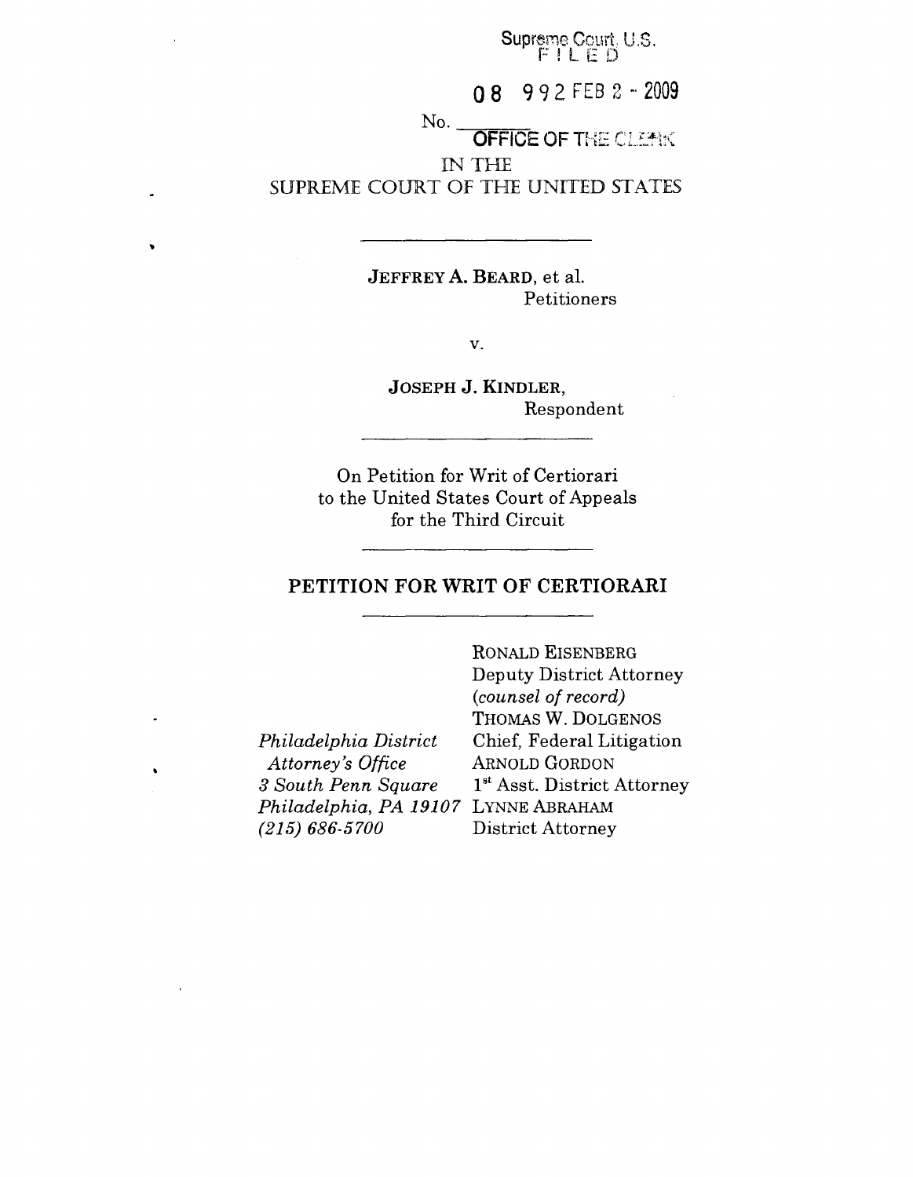Supreme Court, U.S.
FILED

08 992 FEB 2 - 2009

No. \_\_\_\_\_\_

OFFICE OF THE CLERK

IN THE
SUPREME COURT OF THE UNITED STATES

---

**JEFFREY A. BEARD**, et al.
Petitioners

v.

**JOSEPH J. KINDLER**,
Respondent

---

On Petition for Writ of Certiorari
to the United States Court of Appeals
for the Third Circuit

---

## PETITION FOR WRIT OF CERTIORARI

---

RONALD EISENBERG
Deputy District Attorney
*(counsel of record)*
THOMAS W. DOLGENOS
Chief, Federal Litigation
ARNOLD GORDON
1st Asst. District Attorney
LYNNE ABRAHAM
District Attorney

*Philadelphia District Attorney's Office*
*3 South Penn Square*
*Philadelphia, PA 19107*
*(215) 686-5700*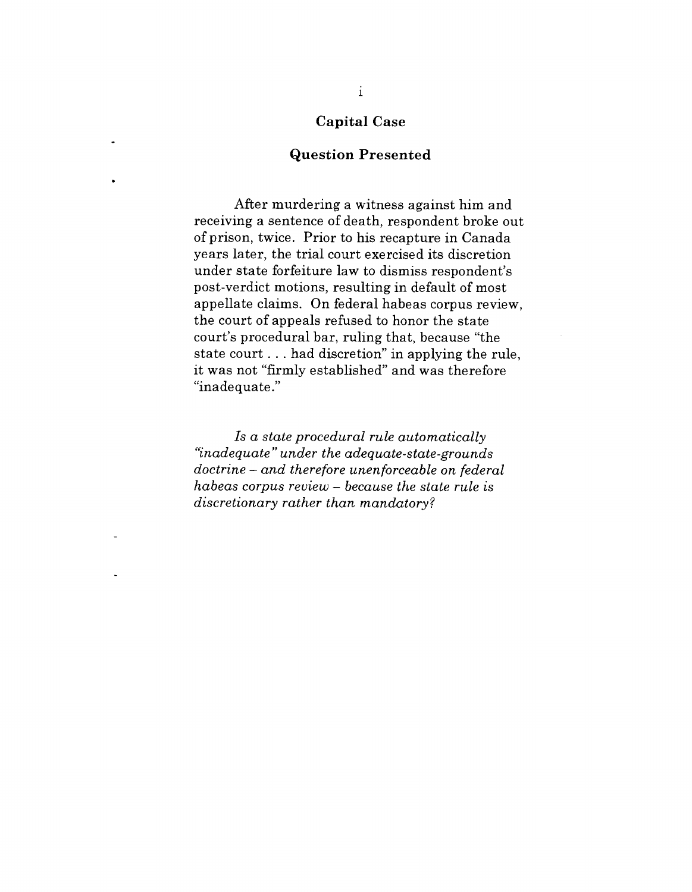## Capital Case

## Question Presented

After murdering a witness against him and receiving a sentence of death, respondent broke out of prison, twice. Prior to his recapture in Canada years later, the trial court exercised its discretion under state forfeiture law to dismiss respondent's post-verdict motions, resulting in default of most appellate claims. On federal habeas corpus review, the court of appeals refused to honor the state court's procedural bar, ruling that, because "the state court . . . had discretion" in applying the rule, it was not "firmly established" and was therefore "inadequate."

*Is a state procedural rule automatically "inadequate" under the adequate-state-grounds doctrine – and therefore unenforceable on federal habeas corpus review – because the state rule is discretionary rather than mandatory?*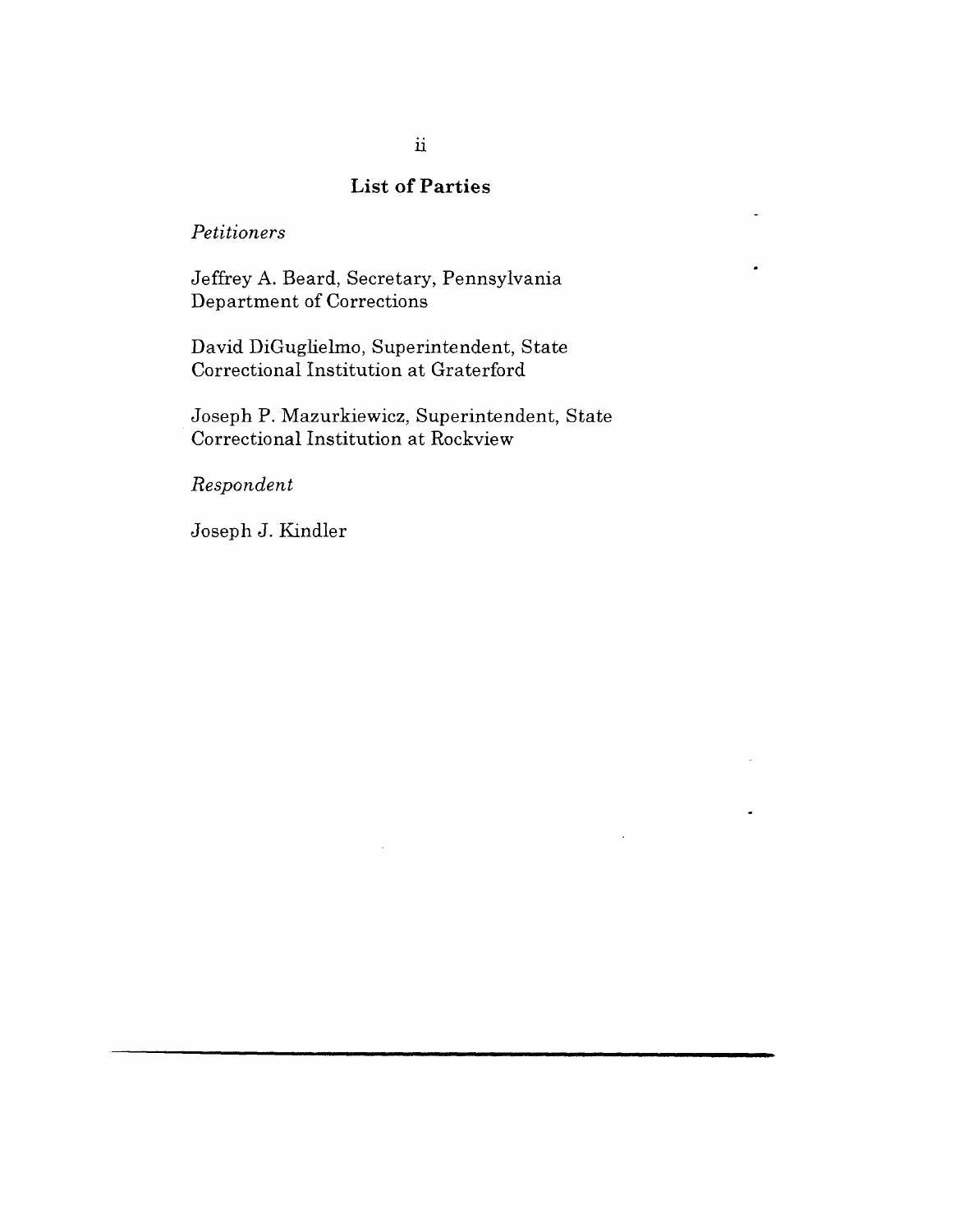## List of Parties

*Petitioners*

Jeffrey A. Beard, Secretary, Pennsylvania Department of Corrections

David DiGuglielmo, Superintendent, State Correctional Institution at Graterford

Joseph P. Mazurkiewicz, Superintendent, State Correctional Institution at Rockview

*Respondent*

Joseph J. Kindler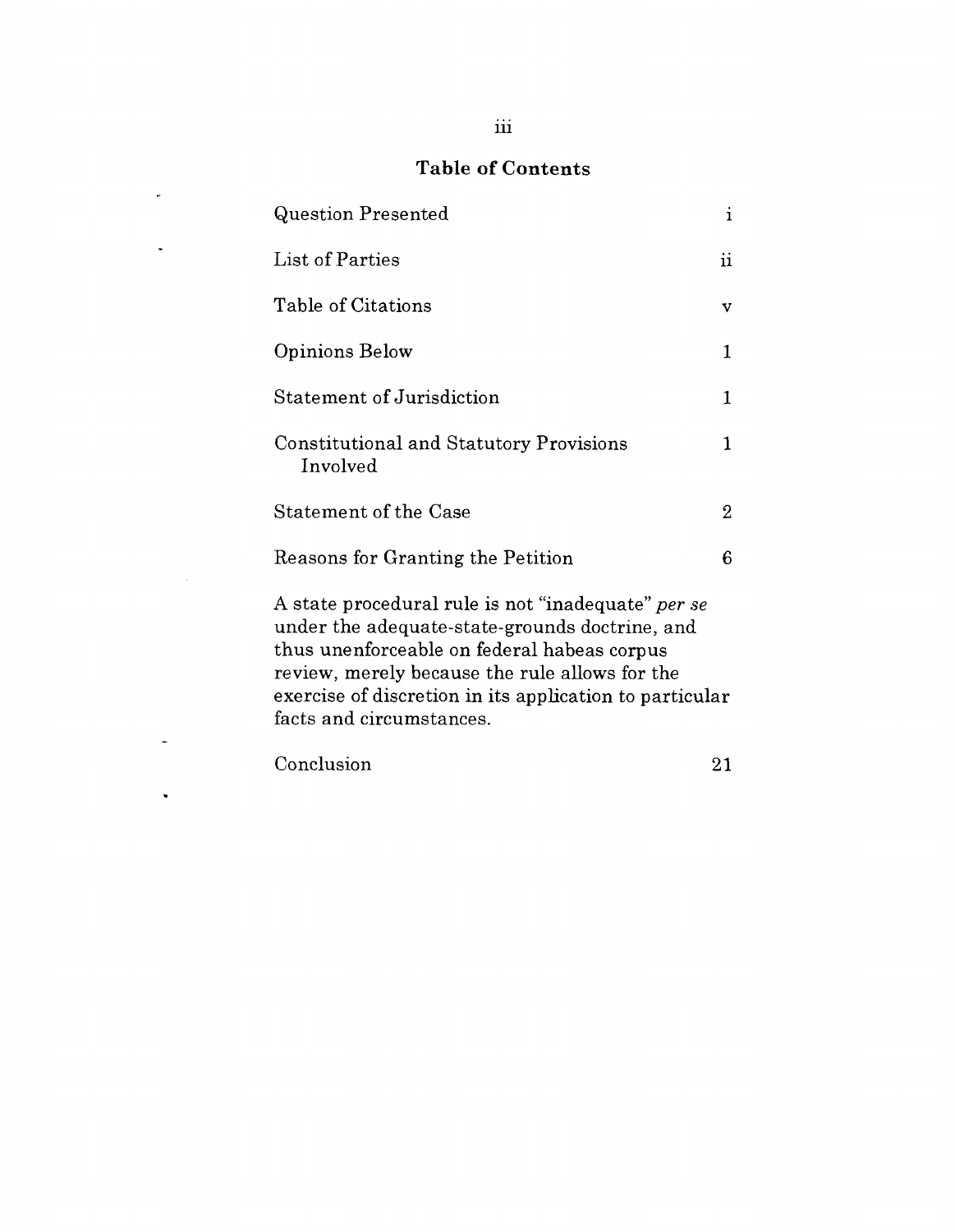## Table of Contents

| | |
|---|---|
| Question Presented | i |
| List of Parties | ii |
| Table of Citations | v |
| Opinions Below | 1 |
| Statement of Jurisdiction | 1 |
| Constitutional and Statutory Provisions Involved | 1 |
| Statement of the Case | 2 |
| Reasons for Granting the Petition | 6 |

A state procedural rule is not "inadequate" *per se* under the adequate-state-grounds doctrine, and thus unenforceable on federal habeas corpus review, merely because the rule allows for the exercise of discretion in its application to particular facts and circumstances.

| | |
|---|---|
| Conclusion | 21 |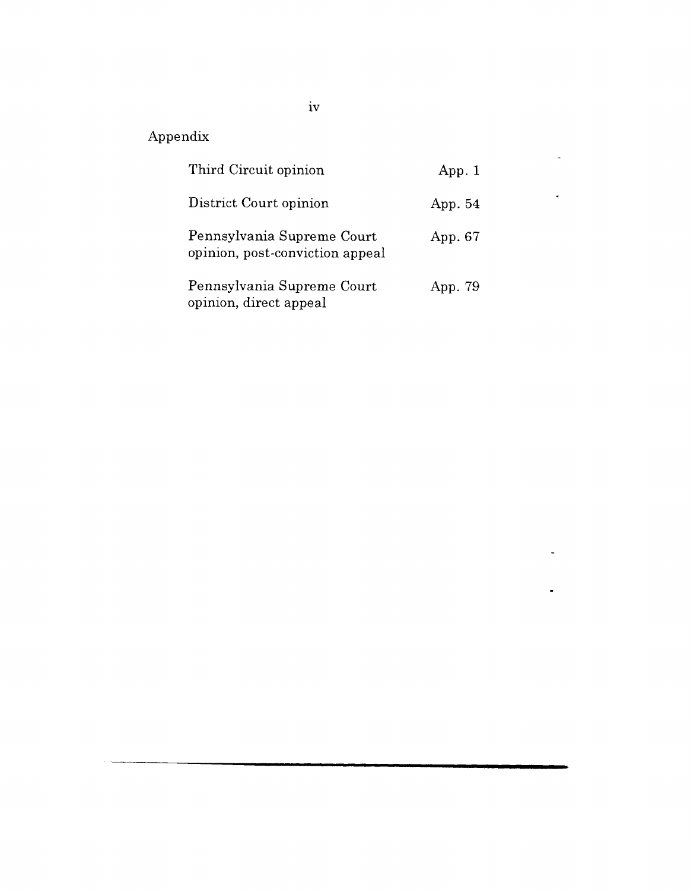## Appendix

| | |
|---|---|
| Third Circuit opinion | App. 1 |
| District Court opinion | App. 54 |
| Pennsylvania Supreme Court opinion, post-conviction appeal | App. 67 |
| Pennsylvania Supreme Court opinion, direct appeal | App. 79 |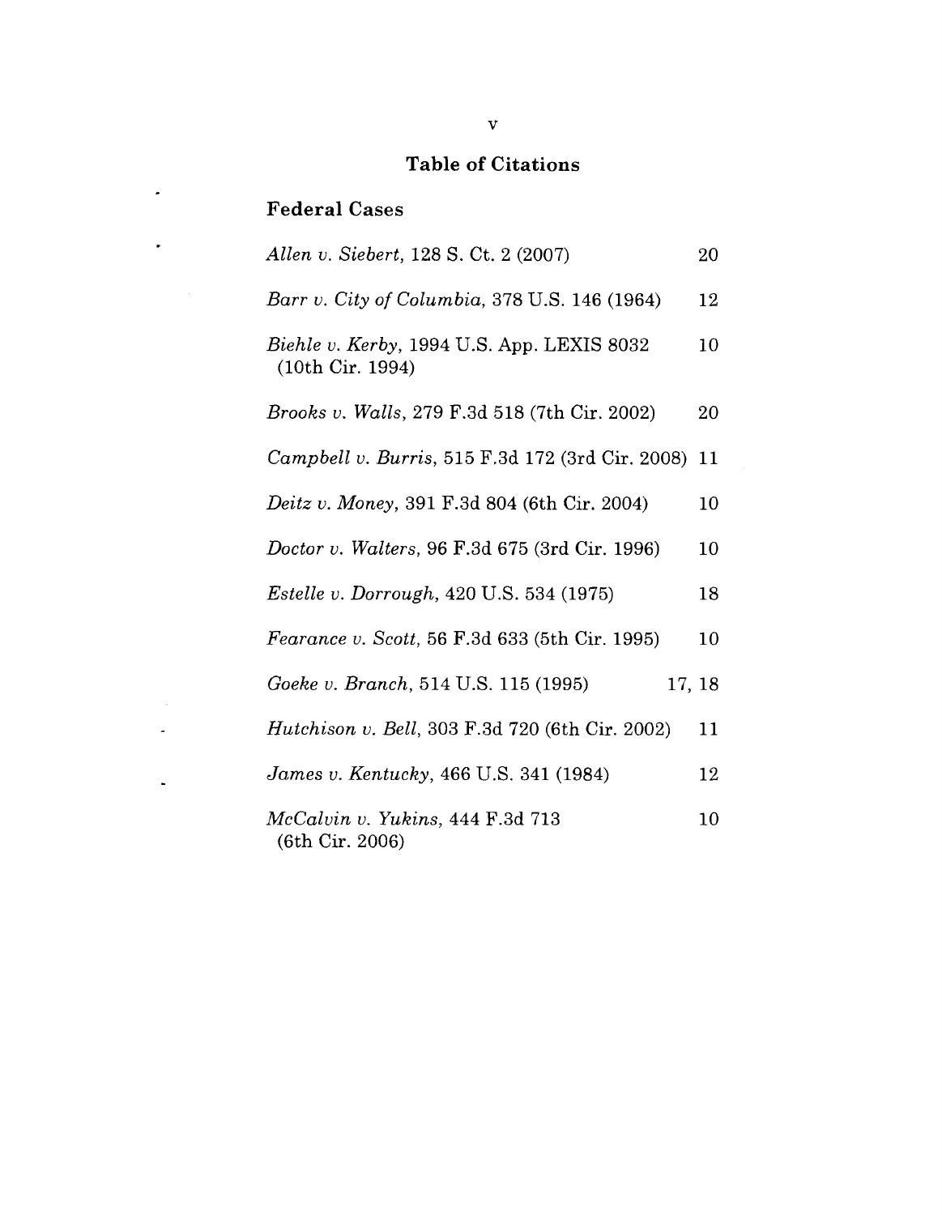## Table of Citations

### Federal Cases

| Case | Page |
|---|---|
| *Allen v. Siebert*, 128 S. Ct. 2 (2007) | 20 |
| *Barr v. City of Columbia*, 378 U.S. 146 (1964) | 12 |
| *Biehle v. Kerby*, 1994 U.S. App. LEXIS 8032 (10th Cir. 1994) | 10 |
| *Brooks v. Walls*, 279 F.3d 518 (7th Cir. 2002) | 20 |
| *Campbell v. Burris*, 515 F.3d 172 (3rd Cir. 2008) | 11 |
| *Deitz v. Money*, 391 F.3d 804 (6th Cir. 2004) | 10 |
| *Doctor v. Walters*, 96 F.3d 675 (3rd Cir. 1996) | 10 |
| *Estelle v. Dorrough*, 420 U.S. 534 (1975) | 18 |
| *Fearance v. Scott*, 56 F.3d 633 (5th Cir. 1995) | 10 |
| *Goeke v. Branch*, 514 U.S. 115 (1995) | 17, 18 |
| *Hutchison v. Bell*, 303 F.3d 720 (6th Cir. 2002) | 11 |
| *James v. Kentucky*, 466 U.S. 341 (1984) | 12 |
| *McCalvin v. Yukins*, 444 F.3d 713 (6th Cir. 2006) | 10 |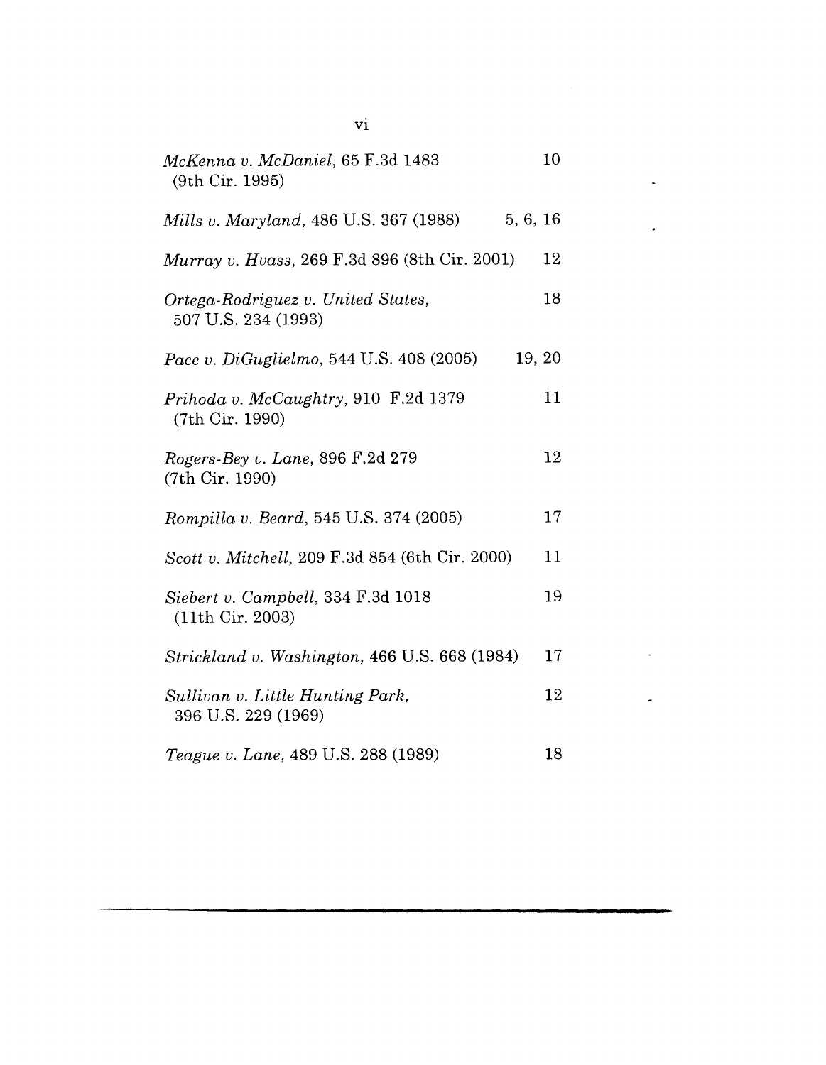*McKenna v. McDaniel*, 65 F.3d 1483 (9th Cir. 1995) 10

*Mills v. Maryland*, 486 U.S. 367 (1988) 5, 6, 16

*Murray v. Hvass*, 269 F.3d 896 (8th Cir. 2001) 12

*Ortega-Rodriguez v. United States*, 507 U.S. 234 (1993) 18

*Pace v. DiGuglielmo*, 544 U.S. 408 (2005) 19, 20

*Prihoda v. McCaughtry*, 910 F.2d 1379 (7th Cir. 1990) 11

*Rogers-Bey v. Lane*, 896 F.2d 279 (7th Cir. 1990) 12

*Rompilla v. Beard*, 545 U.S. 374 (2005) 17

*Scott v. Mitchell*, 209 F.3d 854 (6th Cir. 2000) 11

*Siebert v. Campbell*, 334 F.3d 1018 (11th Cir. 2003) 19

*Strickland v. Washington*, 466 U.S. 668 (1984) 17

*Sullivan v. Little Hunting Park*, 396 U.S. 229 (1969) 12

*Teague v. Lane*, 489 U.S. 288 (1989) 18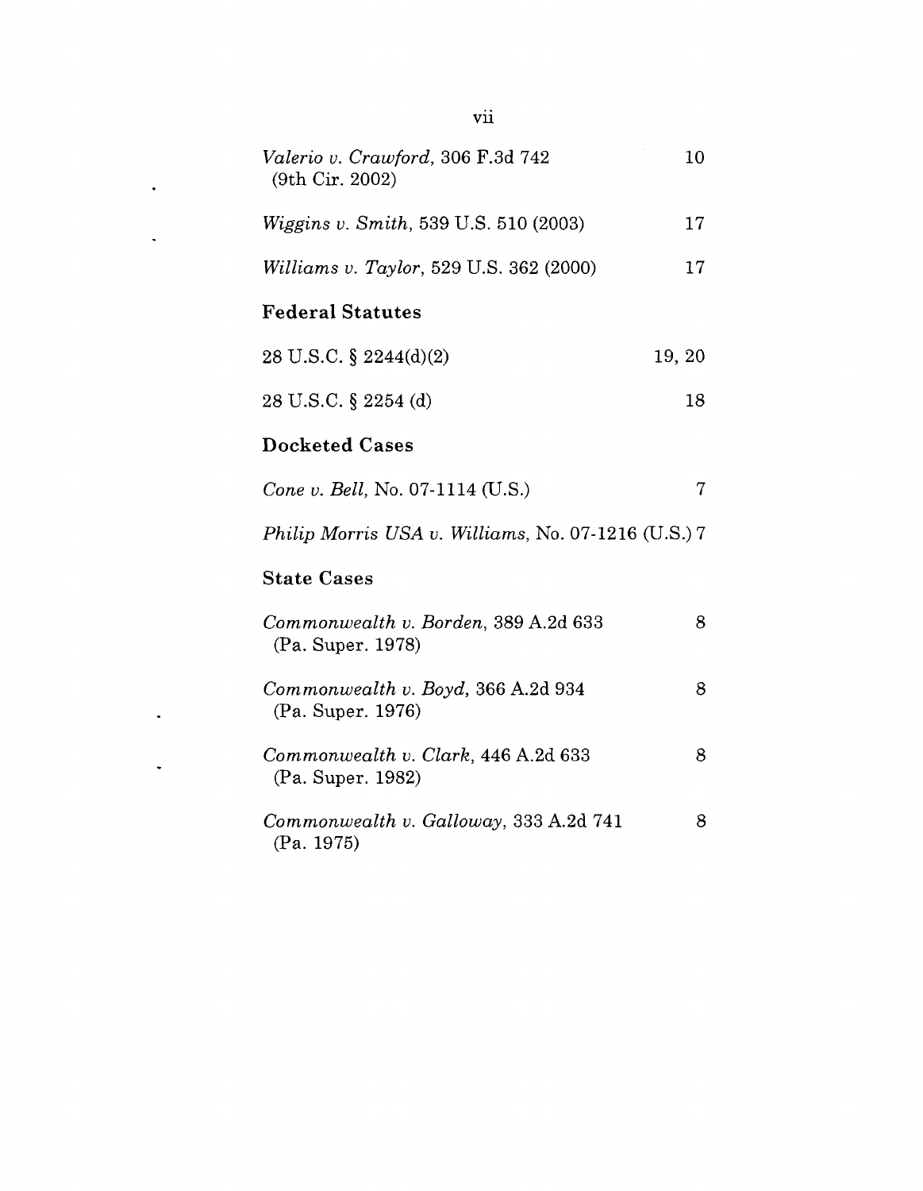*Valerio v. Crawford*, 306 F.3d 742 (9th Cir. 2002) 10

*Wiggins v. Smith*, 539 U.S. 510 (2003) 17

*Williams v. Taylor*, 529 U.S. 362 (2000) 17

**Federal Statutes**

28 U.S.C. § 2244(d)(2) 19, 20

28 U.S.C. § 2254 (d) 18

**Docketed Cases**

*Cone v. Bell*, No. 07-1114 (U.S.) 7

*Philip Morris USA v. Williams*, No. 07-1216 (U.S.) 7

**State Cases**

*Commonwealth v. Borden*, 389 A.2d 633 (Pa. Super. 1978) 8

*Commonwealth v. Boyd*, 366 A.2d 934 (Pa. Super. 1976) 8

*Commonwealth v. Clark*, 446 A.2d 633 (Pa. Super. 1982) 8

*Commonwealth v. Galloway*, 333 A.2d 741 (Pa. 1975) 8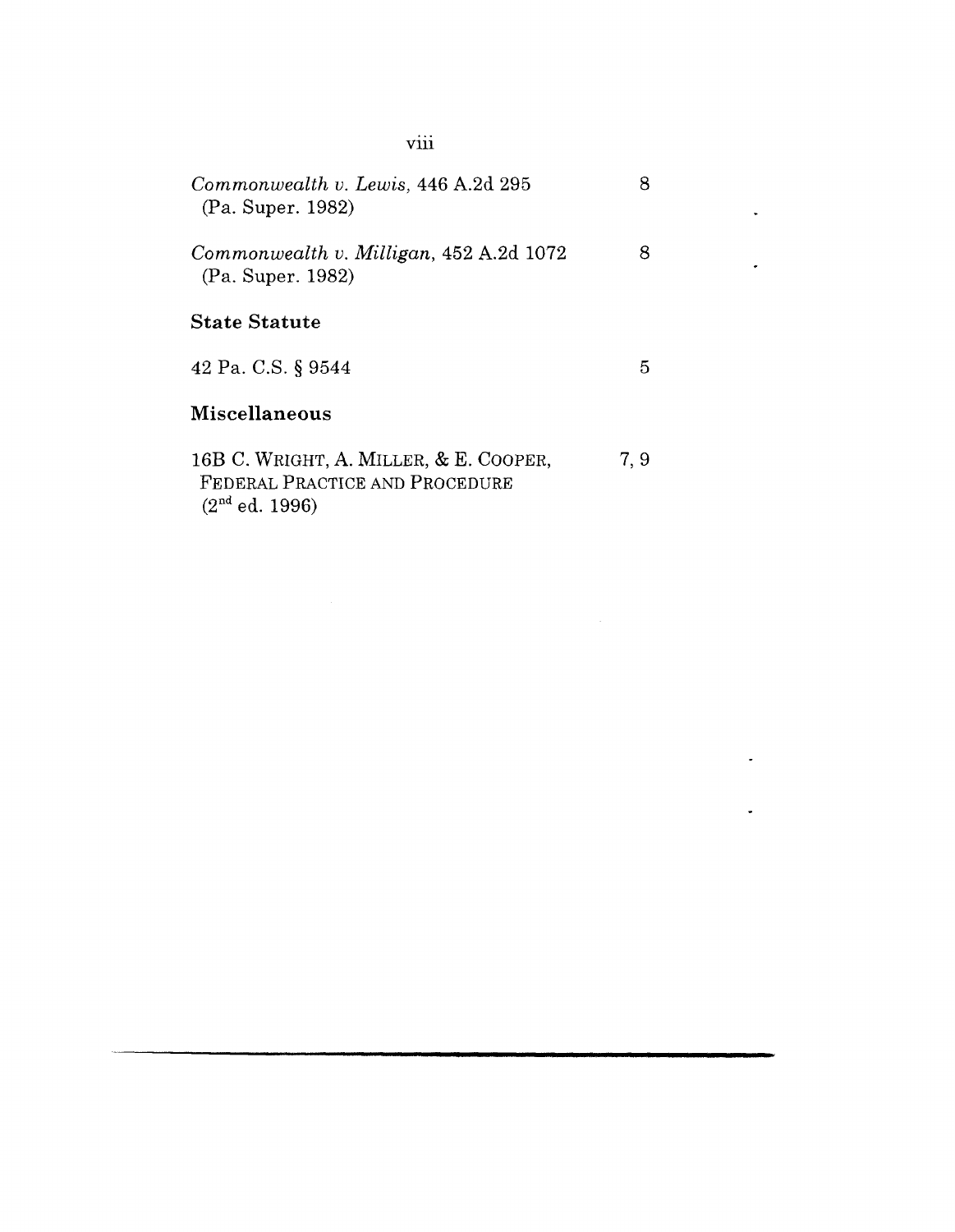| | |
|---|---|
| *Commonwealth v. Lewis*, 446 A.2d 295 (Pa. Super. 1982) | 8 |
| *Commonwealth v. Milligan*, 452 A.2d 1072 (Pa. Super. 1982) | 8 |

**State Statute**

| | |
|---|---|
| 42 Pa. C.S. § 9544 | 5 |

**Miscellaneous**

| | |
|---|---|
| 16B C. WRIGHT, A. MILLER, & E. COOPER, FEDERAL PRACTICE AND PROCEDURE (2nd ed. 1996) | 7, 9 |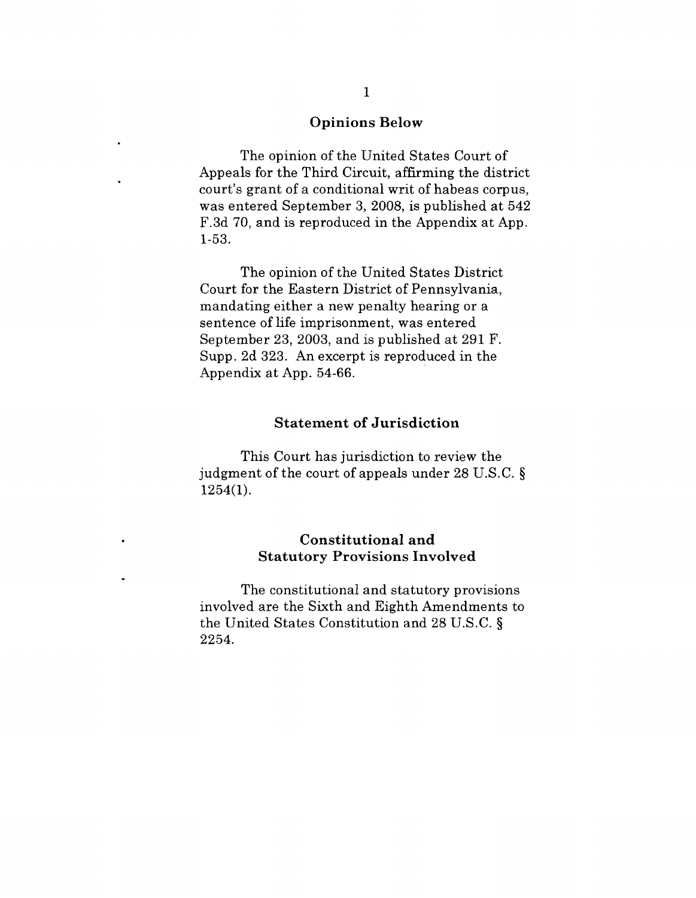## Opinions Below

The opinion of the United States Court of Appeals for the Third Circuit, affirming the district court's grant of a conditional writ of habeas corpus, was entered September 3, 2008, is published at 542 F.3d 70, and is reproduced in the Appendix at App. 1-53.

The opinion of the United States District Court for the Eastern District of Pennsylvania, mandating either a new penalty hearing or a sentence of life imprisonment, was entered September 23, 2003, and is published at 291 F. Supp. 2d 323. An excerpt is reproduced in the Appendix at App. 54-66.

## Statement of Jurisdiction

This Court has jurisdiction to review the judgment of the court of appeals under 28 U.S.C. § 1254(1).

## Constitutional and Statutory Provisions Involved

The constitutional and statutory provisions involved are the Sixth and Eighth Amendments to the United States Constitution and 28 U.S.C. § 2254.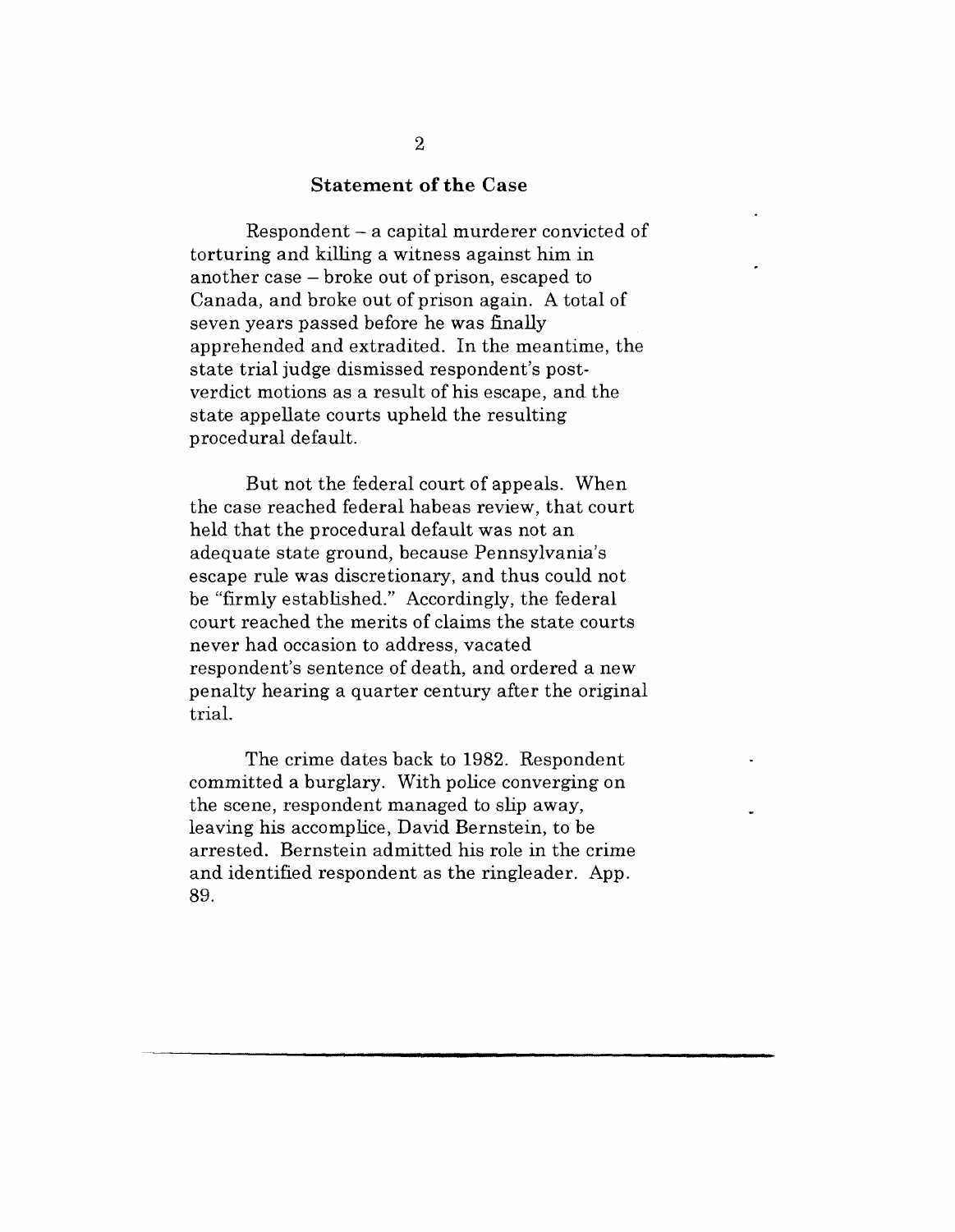## Statement of the Case

Respondent – a capital murderer convicted of torturing and killing a witness against him in another case – broke out of prison, escaped to Canada, and broke out of prison again. A total of seven years passed before he was finally apprehended and extradited. In the meantime, the state trial judge dismissed respondent's post-verdict motions as a result of his escape, and the state appellate courts upheld the resulting procedural default.

But not the federal court of appeals. When the case reached federal habeas review, that court held that the procedural default was not an adequate state ground, because Pennsylvania's escape rule was discretionary, and thus could not be "firmly established." Accordingly, the federal court reached the merits of claims the state courts never had occasion to address, vacated respondent's sentence of death, and ordered a new penalty hearing a quarter century after the original trial.

The crime dates back to 1982. Respondent committed a burglary. With police converging on the scene, respondent managed to slip away, leaving his accomplice, David Bernstein, to be arrested. Bernstein admitted his role in the crime and identified respondent as the ringleader. App. 89.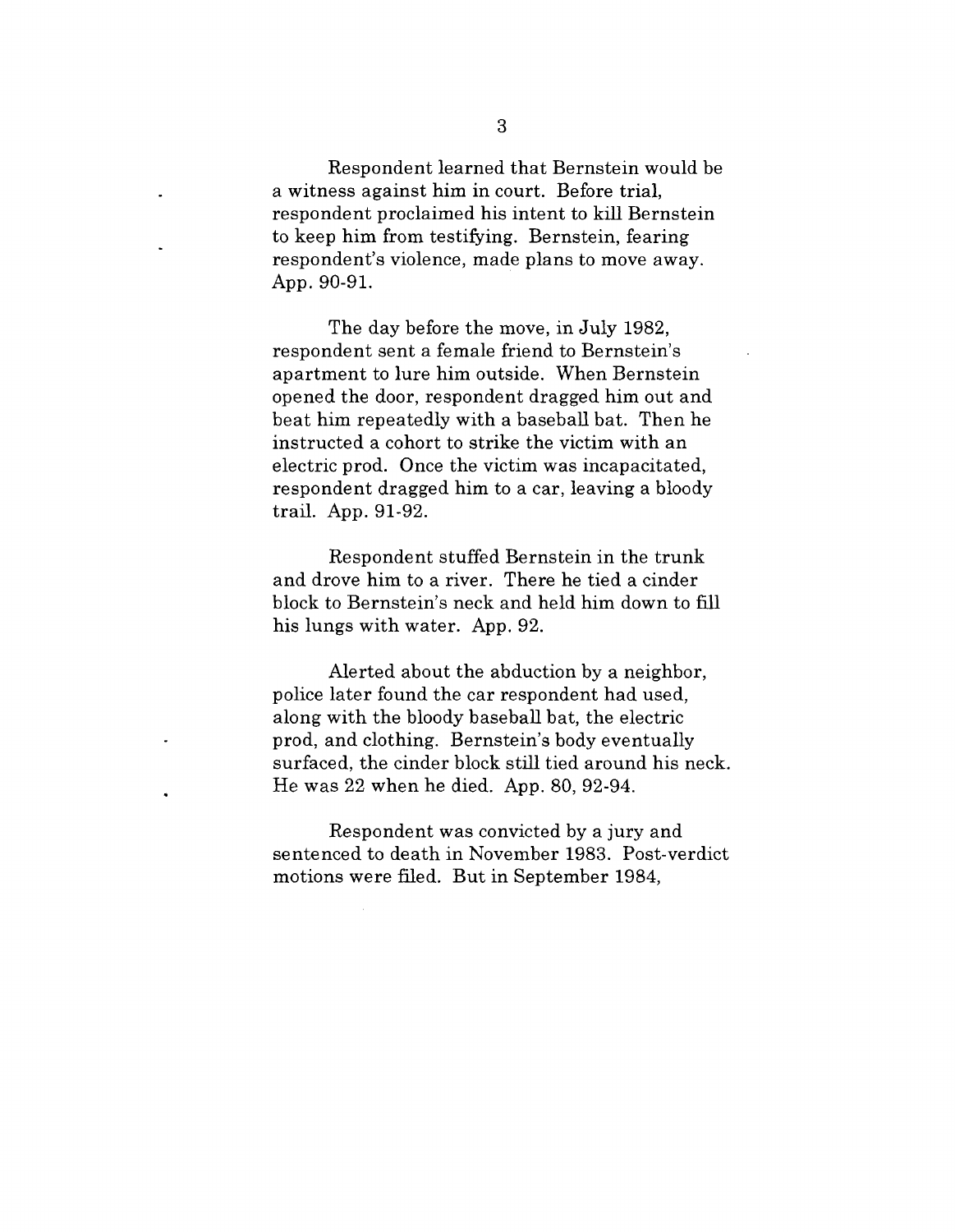Respondent learned that Bernstein would be a witness against him in court. Before trial, respondent proclaimed his intent to kill Bernstein to keep him from testifying. Bernstein, fearing respondent's violence, made plans to move away. App. 90-91.

The day before the move, in July 1982, respondent sent a female friend to Bernstein's apartment to lure him outside. When Bernstein opened the door, respondent dragged him out and beat him repeatedly with a baseball bat. Then he instructed a cohort to strike the victim with an electric prod. Once the victim was incapacitated, respondent dragged him to a car, leaving a bloody trail. App. 91-92.

Respondent stuffed Bernstein in the trunk and drove him to a river. There he tied a cinder block to Bernstein's neck and held him down to fill his lungs with water. App. 92.

Alerted about the abduction by a neighbor, police later found the car respondent had used, along with the bloody baseball bat, the electric prod, and clothing. Bernstein's body eventually surfaced, the cinder block still tied around his neck. He was 22 when he died. App. 80, 92-94.

Respondent was convicted by a jury and sentenced to death in November 1983. Post-verdict motions were filed. But in September 1984,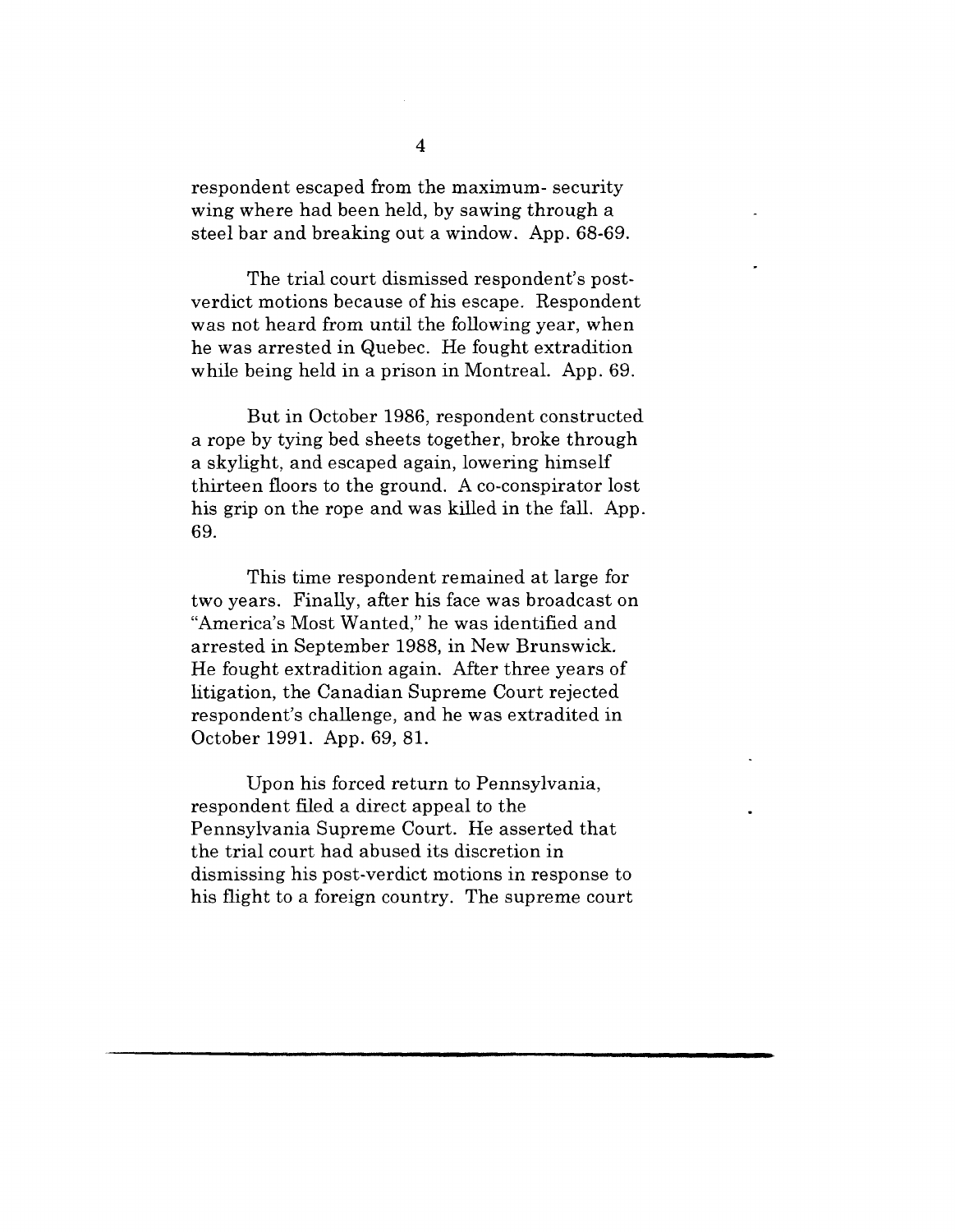respondent escaped from the maximum- security wing where had been held, by sawing through a steel bar and breaking out a window. App. 68-69.

The trial court dismissed respondent's post-verdict motions because of his escape. Respondent was not heard from until the following year, when he was arrested in Quebec. He fought extradition while being held in a prison in Montreal. App. 69.

But in October 1986, respondent constructed a rope by tying bed sheets together, broke through a skylight, and escaped again, lowering himself thirteen floors to the ground. A co-conspirator lost his grip on the rope and was killed in the fall. App. 69.

This time respondent remained at large for two years. Finally, after his face was broadcast on "America's Most Wanted," he was identified and arrested in September 1988, in New Brunswick. He fought extradition again. After three years of litigation, the Canadian Supreme Court rejected respondent's challenge, and he was extradited in October 1991. App. 69, 81.

Upon his forced return to Pennsylvania, respondent filed a direct appeal to the Pennsylvania Supreme Court. He asserted that the trial court had abused its discretion in dismissing his post-verdict motions in response to his flight to a foreign country. The supreme court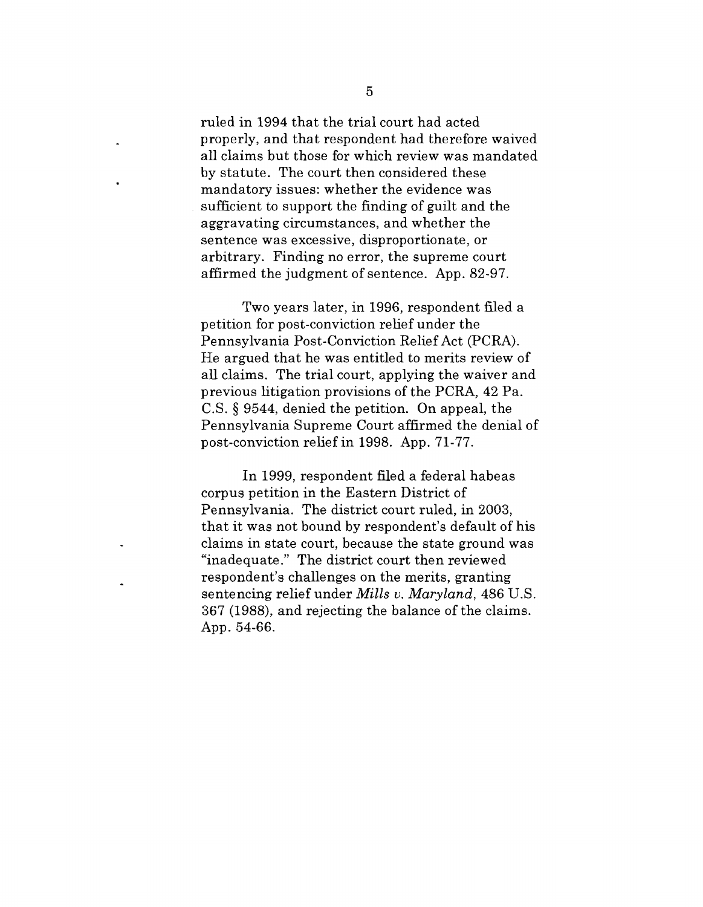ruled in 1994 that the trial court had acted properly, and that respondent had therefore waived all claims but those for which review was mandated by statute. The court then considered these mandatory issues: whether the evidence was sufficient to support the finding of guilt and the aggravating circumstances, and whether the sentence was excessive, disproportionate, or arbitrary. Finding no error, the supreme court affirmed the judgment of sentence. App. 82-97.

Two years later, in 1996, respondent filed a petition for post-conviction relief under the Pennsylvania Post-Conviction Relief Act (PCRA). He argued that he was entitled to merits review of all claims. The trial court, applying the waiver and previous litigation provisions of the PCRA, 42 Pa. C.S. § 9544, denied the petition. On appeal, the Pennsylvania Supreme Court affirmed the denial of post-conviction relief in 1998. App. 71-77.

In 1999, respondent filed a federal habeas corpus petition in the Eastern District of Pennsylvania. The district court ruled, in 2003, that it was not bound by respondent's default of his claims in state court, because the state ground was "inadequate." The district court then reviewed respondent's challenges on the merits, granting sentencing relief under *Mills v. Maryland*, 486 U.S. 367 (1988), and rejecting the balance of the claims. App. 54-66.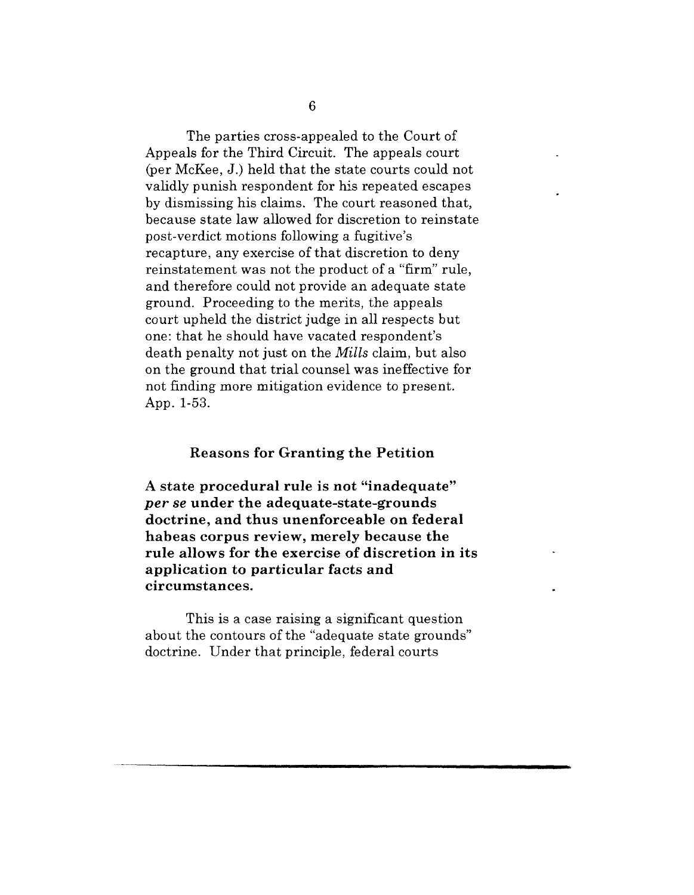The parties cross-appealed to the Court of Appeals for the Third Circuit. The appeals court (per McKee, J.) held that the state courts could not validly punish respondent for his repeated escapes by dismissing his claims. The court reasoned that, because state law allowed for discretion to reinstate post-verdict motions following a fugitive's recapture, any exercise of that discretion to deny reinstatement was not the product of a "firm" rule, and therefore could not provide an adequate state ground. Proceeding to the merits, the appeals court upheld the district judge in all respects but one: that he should have vacated respondent's death penalty not just on the *Mills* claim, but also on the ground that trial counsel was ineffective for not finding more mitigation evidence to present. App. 1-53.

## Reasons for Granting the Petition

**A state procedural rule is not "inadequate" *per se* under the adequate-state-grounds doctrine, and thus unenforceable on federal habeas corpus review, merely because the rule allows for the exercise of discretion in its application to particular facts and circumstances.**

This is a case raising a significant question about the contours of the "adequate state grounds" doctrine. Under that principle, federal courts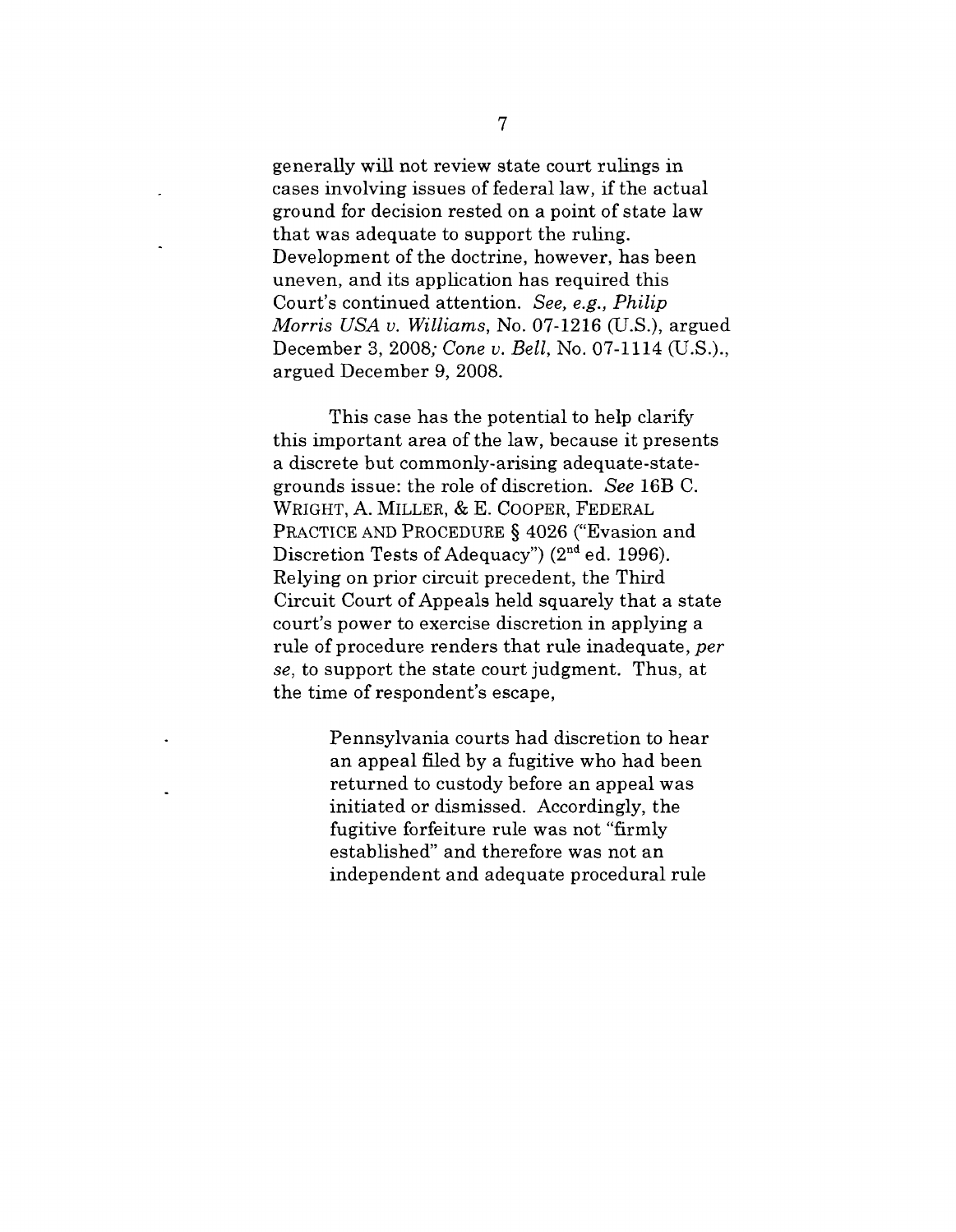generally will not review state court rulings in cases involving issues of federal law, if the actual ground for decision rested on a point of state law that was adequate to support the ruling. Development of the doctrine, however, has been uneven, and its application has required this Court's continued attention. *See, e.g., Philip Morris USA v. Williams*, No. 07-1216 (U.S.), argued December 3, 2008; *Cone v. Bell*, No. 07-1114 (U.S.)., argued December 9, 2008.

This case has the potential to help clarify this important area of the law, because it presents a discrete but commonly-arising adequate-state-grounds issue: the role of discretion. *See* 16B C. WRIGHT, A. MILLER, & E. COOPER, FEDERAL PRACTICE AND PROCEDURE § 4026 ("Evasion and Discretion Tests of Adequacy") (2nd ed. 1996). Relying on prior circuit precedent, the Third Circuit Court of Appeals held squarely that a state court's power to exercise discretion in applying a rule of procedure renders that rule inadequate, *per se*, to support the state court judgment. Thus, at the time of respondent's escape,

> Pennsylvania courts had discretion to hear an appeal filed by a fugitive who had been returned to custody before an appeal was initiated or dismissed. Accordingly, the fugitive forfeiture rule was not "firmly established" and therefore was not an independent and adequate procedural rule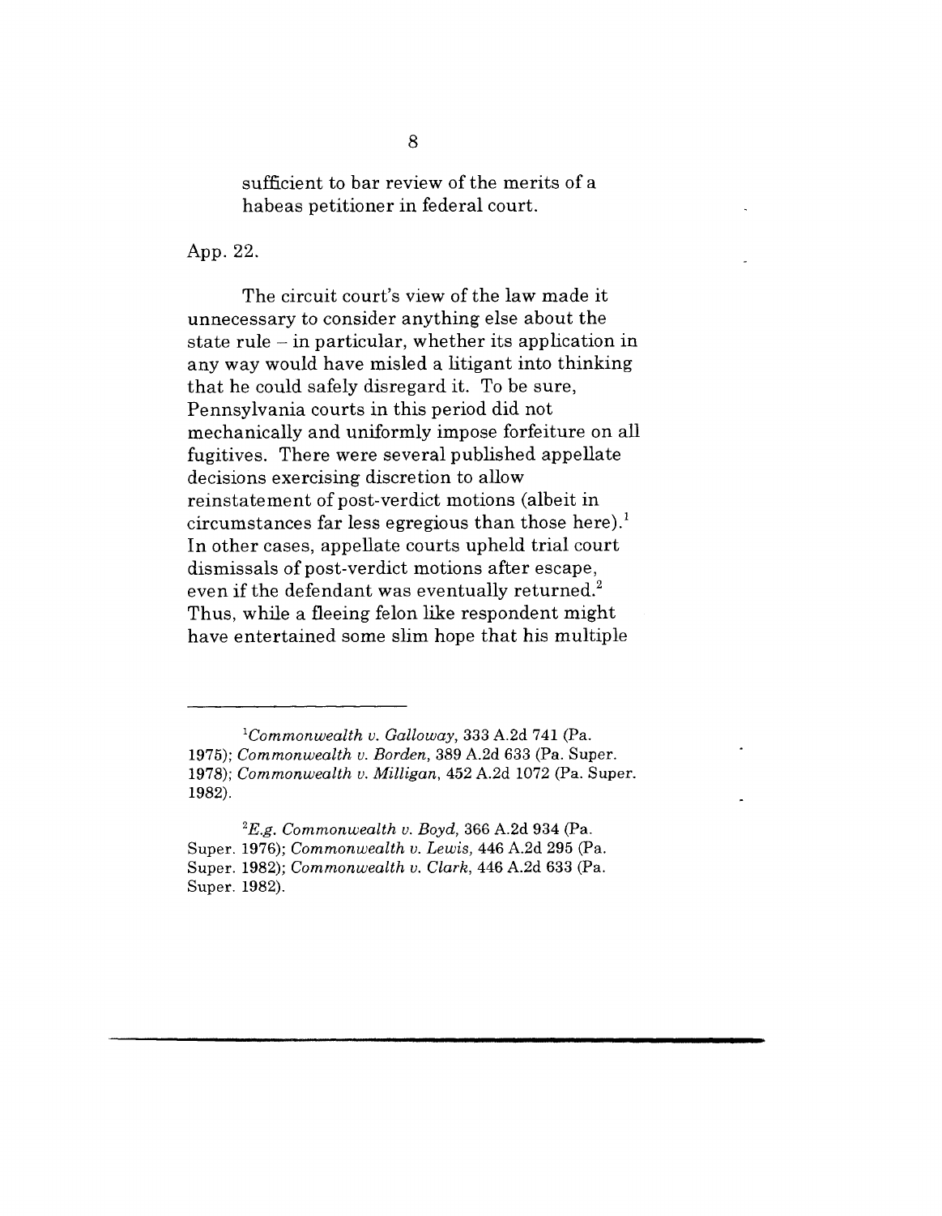sufficient to bar review of the merits of a habeas petitioner in federal court.

App. 22.

The circuit court's view of the law made it unnecessary to consider anything else about the state rule – in particular, whether its application in any way would have misled a litigant into thinking that he could safely disregard it. To be sure, Pennsylvania courts in this period did not mechanically and uniformly impose forfeiture on all fugitives. There were several published appellate decisions exercising discretion to allow reinstatement of post-verdict motions (albeit in circumstances far less egregious than those here).[1] In other cases, appellate courts upheld trial court dismissals of post-verdict motions after escape, even if the defendant was eventually returned.[2] Thus, while a fleeing felon like respondent might have entertained some slim hope that his multiple

---

[1] *Commonwealth v. Galloway*, 333 A.2d 741 (Pa. 1975); *Commonwealth v. Borden*, 389 A.2d 633 (Pa. Super. 1978); *Commonwealth v. Milligan*, 452 A.2d 1072 (Pa. Super. 1982).

[2] *E.g. Commonwealth v. Boyd*, 366 A.2d 934 (Pa. Super. 1976); *Commonwealth v. Lewis*, 446 A.2d 295 (Pa. Super. 1982); *Commonwealth v. Clark*, 446 A.2d 633 (Pa. Super. 1982).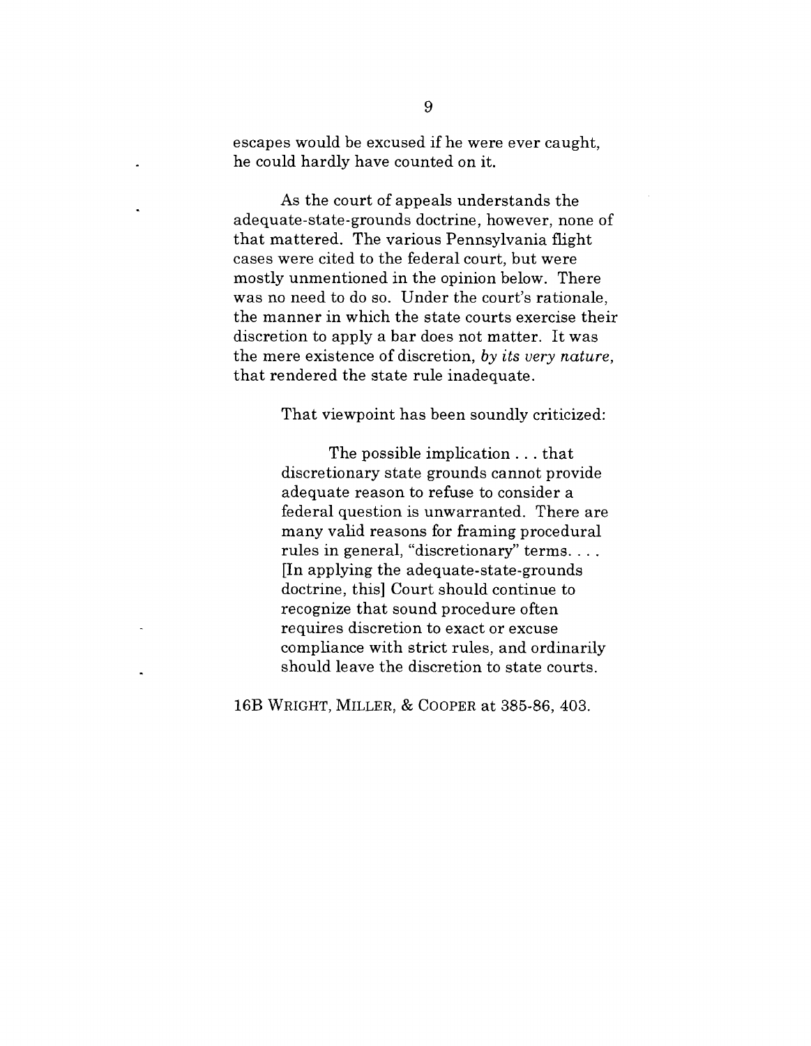escapes would be excused if he were ever caught, he could hardly have counted on it.

As the court of appeals understands the adequate-state-grounds doctrine, however, none of that mattered. The various Pennsylvania flight cases were cited to the federal court, but were mostly unmentioned in the opinion below. There was no need to do so. Under the court's rationale, the manner in which the state courts exercise their discretion to apply a bar does not matter. It was the mere existence of discretion, *by its very nature,* that rendered the state rule inadequate.

That viewpoint has been soundly criticized:

> The possible implication . . . that discretionary state grounds cannot provide adequate reason to refuse to consider a federal question is unwarranted. There are many valid reasons for framing procedural rules in general, "discretionary" terms. . . . [In applying the adequate-state-grounds doctrine, this] Court should continue to recognize that sound procedure often requires discretion to exact or excuse compliance with strict rules, and ordinarily should leave the discretion to state courts.

16B WRIGHT, MILLER, & COOPER at 385-86, 403.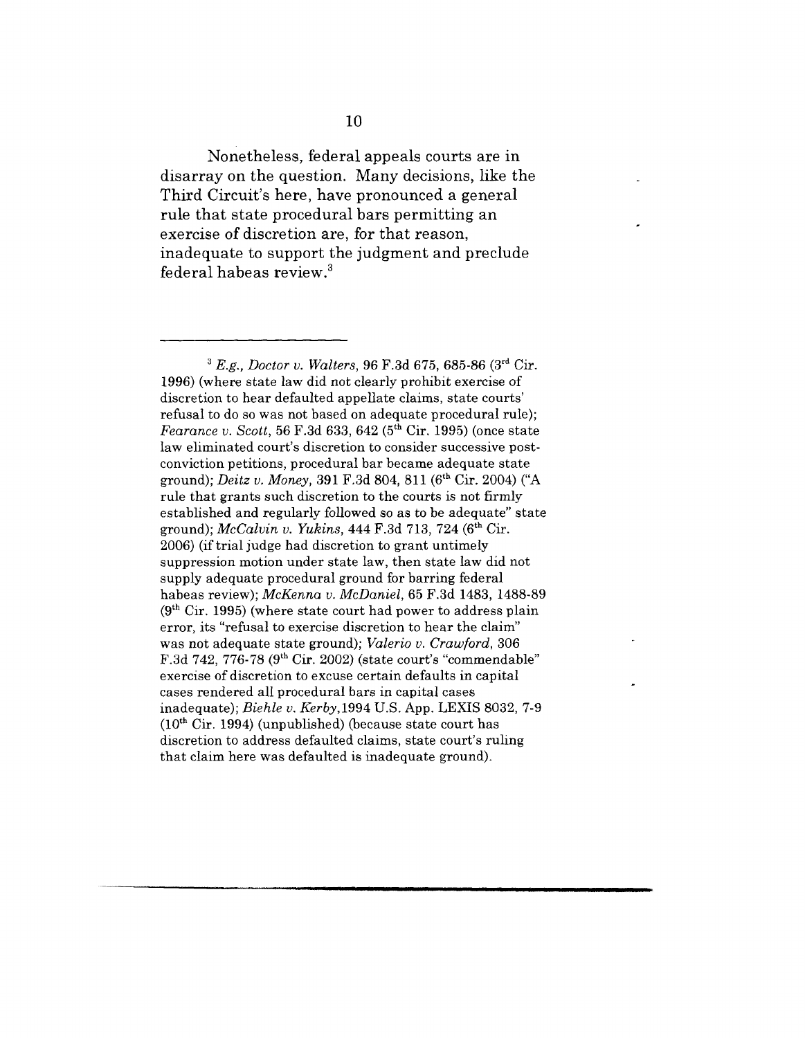Nonetheless, federal appeals courts are in disarray on the question. Many decisions, like the Third Circuit's here, have pronounced a general rule that state procedural bars permitting an exercise of discretion are, for that reason, inadequate to support the judgment and preclude federal habeas review.[3]

---

[3] *E.g., Doctor v. Walters*, 96 F.3d 675, 685-86 (3rd Cir. 1996) (where state law did not clearly prohibit exercise of discretion to hear defaulted appellate claims, state courts' refusal to do so was not based on adequate procedural rule); *Fearance v. Scott*, 56 F.3d 633, 642 (5th Cir. 1995) (once state law eliminated court's discretion to consider successive post-conviction petitions, procedural bar became adequate state ground); *Deitz v. Money*, 391 F.3d 804, 811 (6th Cir. 2004) ("A rule that grants such discretion to the courts is not firmly established and regularly followed so as to be adequate" state ground); *McCalvin v. Yukins*, 444 F.3d 713, 724 (6th Cir. 2006) (if trial judge had discretion to grant untimely suppression motion under state law, then state law did not supply adequate procedural ground for barring federal habeas review); *McKenna v. McDaniel*, 65 F.3d 1483, 1488-89 (9th Cir. 1995) (where state court had power to address plain error, its "refusal to exercise discretion to hear the claim" was not adequate state ground); *Valerio v. Crawford*, 306 F.3d 742, 776-78 (9th Cir. 2002) (state court's "commendable" exercise of discretion to excuse certain defaults in capital cases rendered all procedural bars in capital cases inadequate); *Biehle v. Kerby*, 1994 U.S. App. LEXIS 8032, 7-9 (10th Cir. 1994) (unpublished) (because state court has discretion to address defaulted claims, state court's ruling that claim here was defaulted is inadequate ground).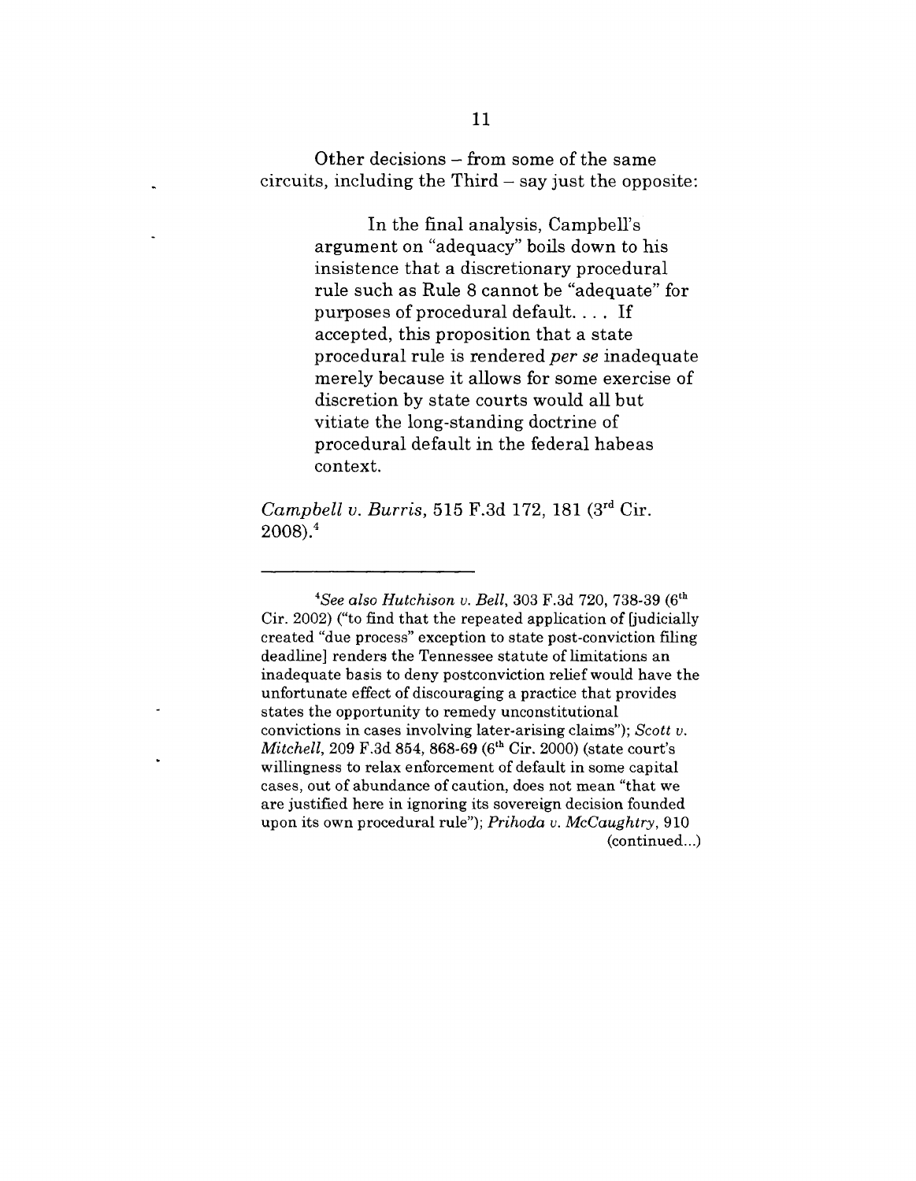Other decisions – from some of the same circuits, including the Third – say just the opposite:

> In the final analysis, Campbell's argument on "adequacy" boils down to his insistence that a discretionary procedural rule such as Rule 8 cannot be "adequate" for purposes of procedural default. . . . If accepted, this proposition that a state procedural rule is rendered *per se* inadequate merely because it allows for some exercise of discretion by state courts would all but vitiate the long-standing doctrine of procedural default in the federal habeas context.

*Campbell v. Burris*, 515 F.3d 172, 181 (3rd Cir. 2008).[4]

---

[4]*See also Hutchison v. Bell*, 303 F.3d 720, 738-39 (6th Cir. 2002) ("to find that the repeated application of [judicially created "due process" exception to state post-conviction filing deadline] renders the Tennessee statute of limitations an inadequate basis to deny postconviction relief would have the unfortunate effect of discouraging a practice that provides states the opportunity to remedy unconstitutional convictions in cases involving later-arising claims"); *Scott v. Mitchell*, 209 F.3d 854, 868-69 (6th Cir. 2000) (state court's willingness to relax enforcement of default in some capital cases, out of abundance of caution, does not mean "that we are justified here in ignoring its sovereign decision founded upon its own procedural rule"); *Prihoda v. McCaughtry*, 910 (continued...)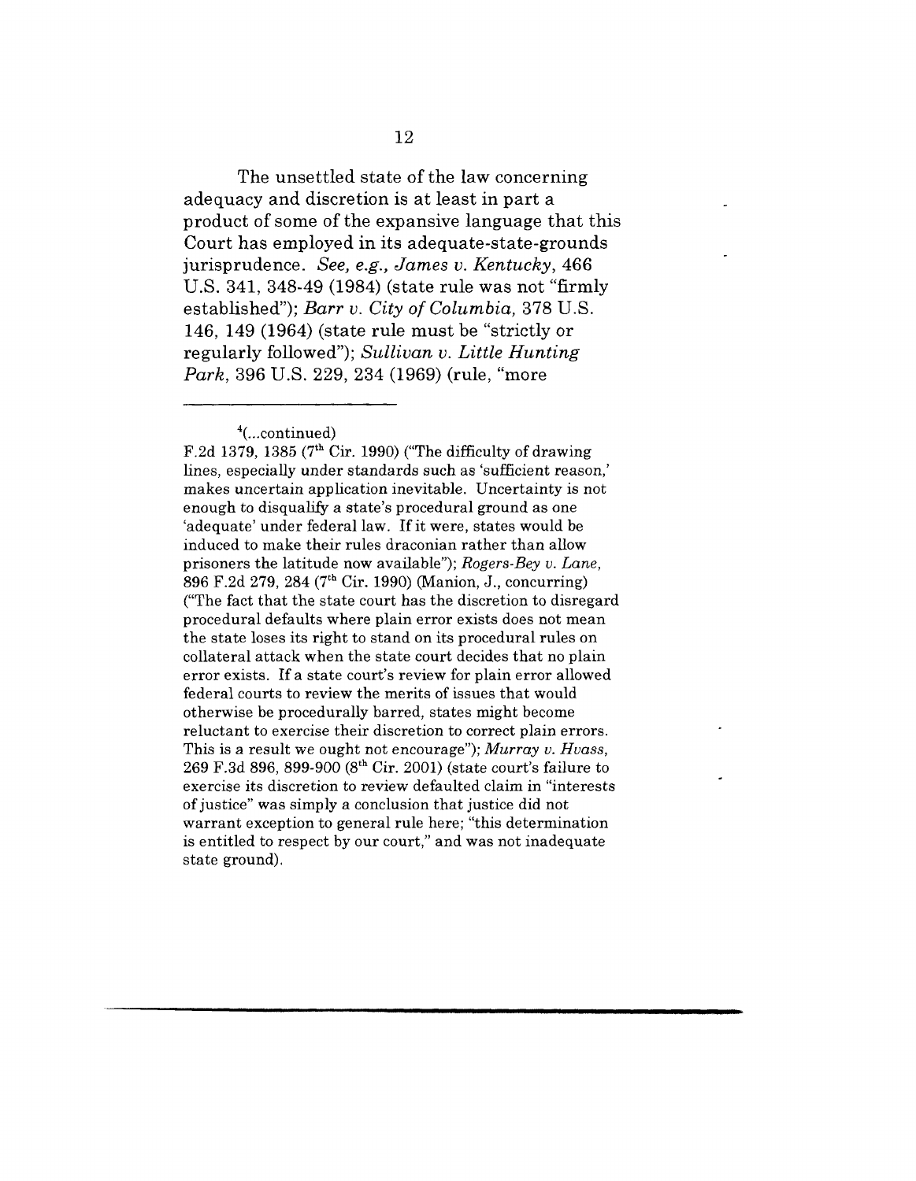The unsettled state of the law concerning adequacy and discretion is at least in part a product of some of the expansive language that this Court has employed in its adequate-state-grounds jurisprudence. *See, e.g., James v. Kentucky*, 466 U.S. 341, 348-49 (1984) (state rule was not "firmly established"); *Barr v. City of Columbia*, 378 U.S. 146, 149 (1964) (state rule must be "strictly or regularly followed"); *Sullivan v. Little Hunting Park*, 396 U.S. 229, 234 (1969) (rule, "more

---

[4](...continued)
F.2d 1379, 1385 (7th Cir. 1990) ("The difficulty of drawing lines, especially under standards such as 'sufficient reason,' makes uncertain application inevitable. Uncertainty is not enough to disqualify a state's procedural ground as one 'adequate' under federal law. If it were, states would be induced to make their rules draconian rather than allow prisoners the latitude now available"); *Rogers-Bey v. Lane*, 896 F.2d 279, 284 (7th Cir. 1990) (Manion, J., concurring) ("The fact that the state court has the discretion to disregard procedural defaults where plain error exists does not mean the state loses its right to stand on its procedural rules on collateral attack when the state court decides that no plain error exists. If a state court's review for plain error allowed federal courts to review the merits of issues that would otherwise be procedurally barred, states might become reluctant to exercise their discretion to correct plain errors. This is a result we ought not encourage"); *Murray v. Hvass*, 269 F.3d 896, 899-900 (8th Cir. 2001) (state court's failure to exercise its discretion to review defaulted claim in "interests of justice" was simply a conclusion that justice did not warrant exception to general rule here; "this determination is entitled to respect by our court," and was not inadequate state ground).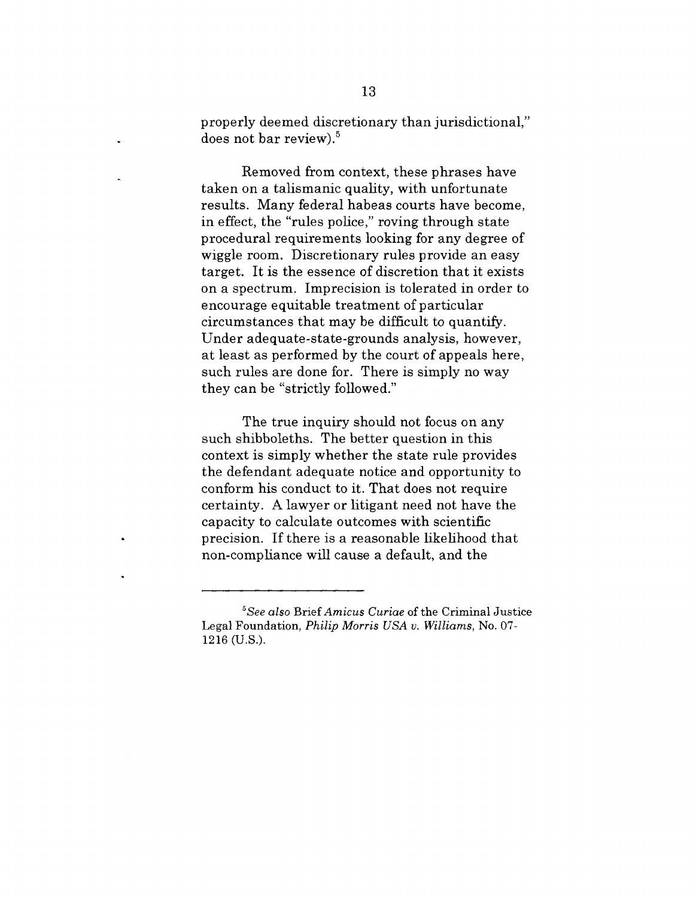properly deemed discretionary than jurisdictional," does not bar review).[5]

Removed from context, these phrases have taken on a talismanic quality, with unfortunate results. Many federal habeas courts have become, in effect, the "rules police," roving through state procedural requirements looking for any degree of wiggle room. Discretionary rules provide an easy target. It is the essence of discretion that it exists on a spectrum. Imprecision is tolerated in order to encourage equitable treatment of particular circumstances that may be difficult to quantify. Under adequate-state-grounds analysis, however, at least as performed by the court of appeals here, such rules are done for. There is simply no way they can be "strictly followed."

The true inquiry should not focus on any such shibboleths. The better question in this context is simply whether the state rule provides the defendant adequate notice and opportunity to conform his conduct to it. That does not require certainty. A lawyer or litigant need not have the capacity to calculate outcomes with scientific precision. If there is a reasonable likelihood that non-compliance will cause a default, and the

---

[5] *See also* Brief *Amicus Curiae* of the Criminal Justice Legal Foundation, *Philip Morris USA v. Williams*, No. 07-1216 (U.S.).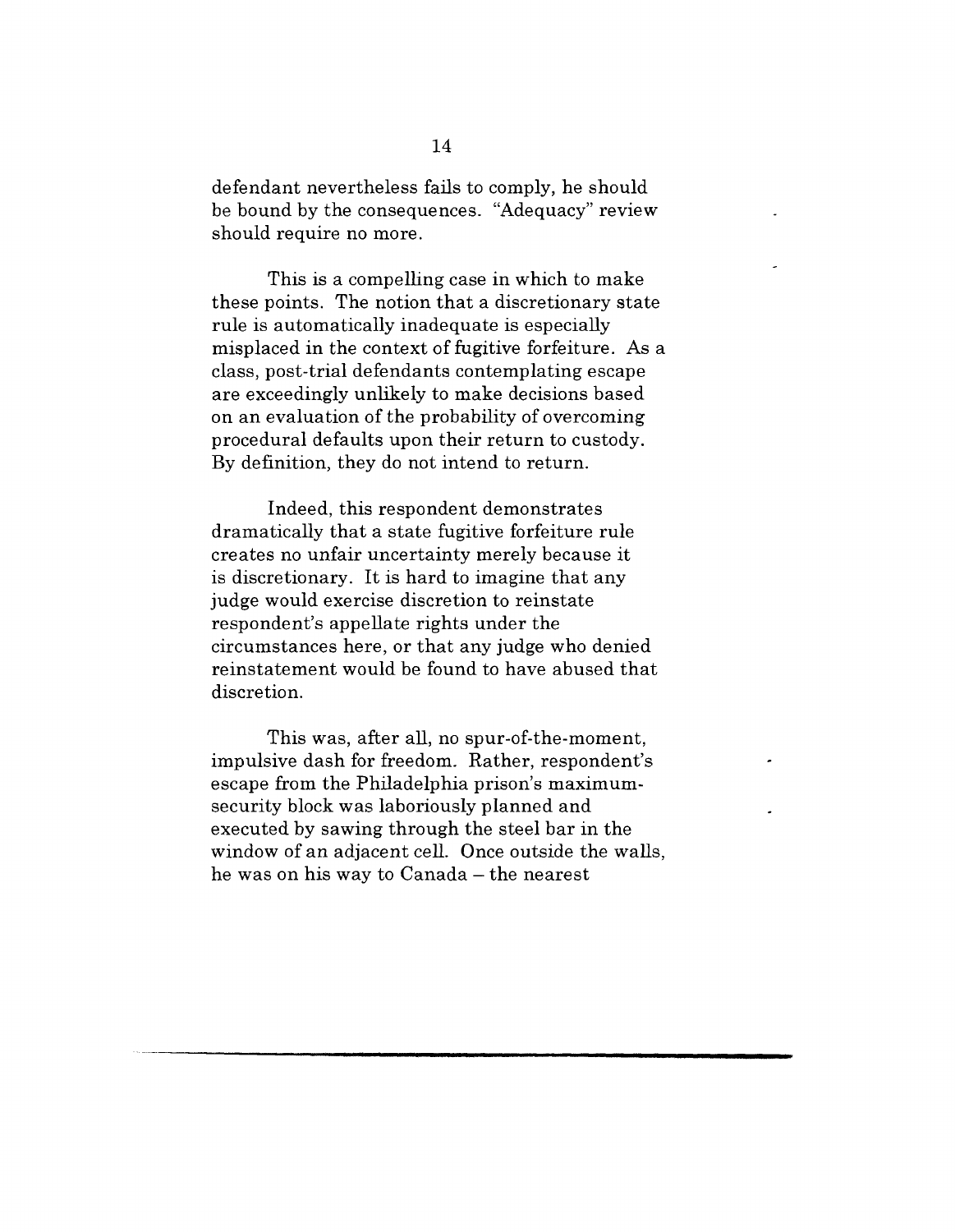defendant nevertheless fails to comply, he should be bound by the consequences. "Adequacy" review should require no more.

This is a compelling case in which to make these points. The notion that a discretionary state rule is automatically inadequate is especially misplaced in the context of fugitive forfeiture. As a class, post-trial defendants contemplating escape are exceedingly unlikely to make decisions based on an evaluation of the probability of overcoming procedural defaults upon their return to custody. By definition, they do not intend to return.

Indeed, this respondent demonstrates dramatically that a state fugitive forfeiture rule creates no unfair uncertainty merely because it is discretionary. It is hard to imagine that any judge would exercise discretion to reinstate respondent's appellate rights under the circumstances here, or that any judge who denied reinstatement would be found to have abused that discretion.

This was, after all, no spur-of-the-moment, impulsive dash for freedom. Rather, respondent's escape from the Philadelphia prison's maximum-security block was laboriously planned and executed by sawing through the steel bar in the window of an adjacent cell. Once outside the walls, he was on his way to Canada – the nearest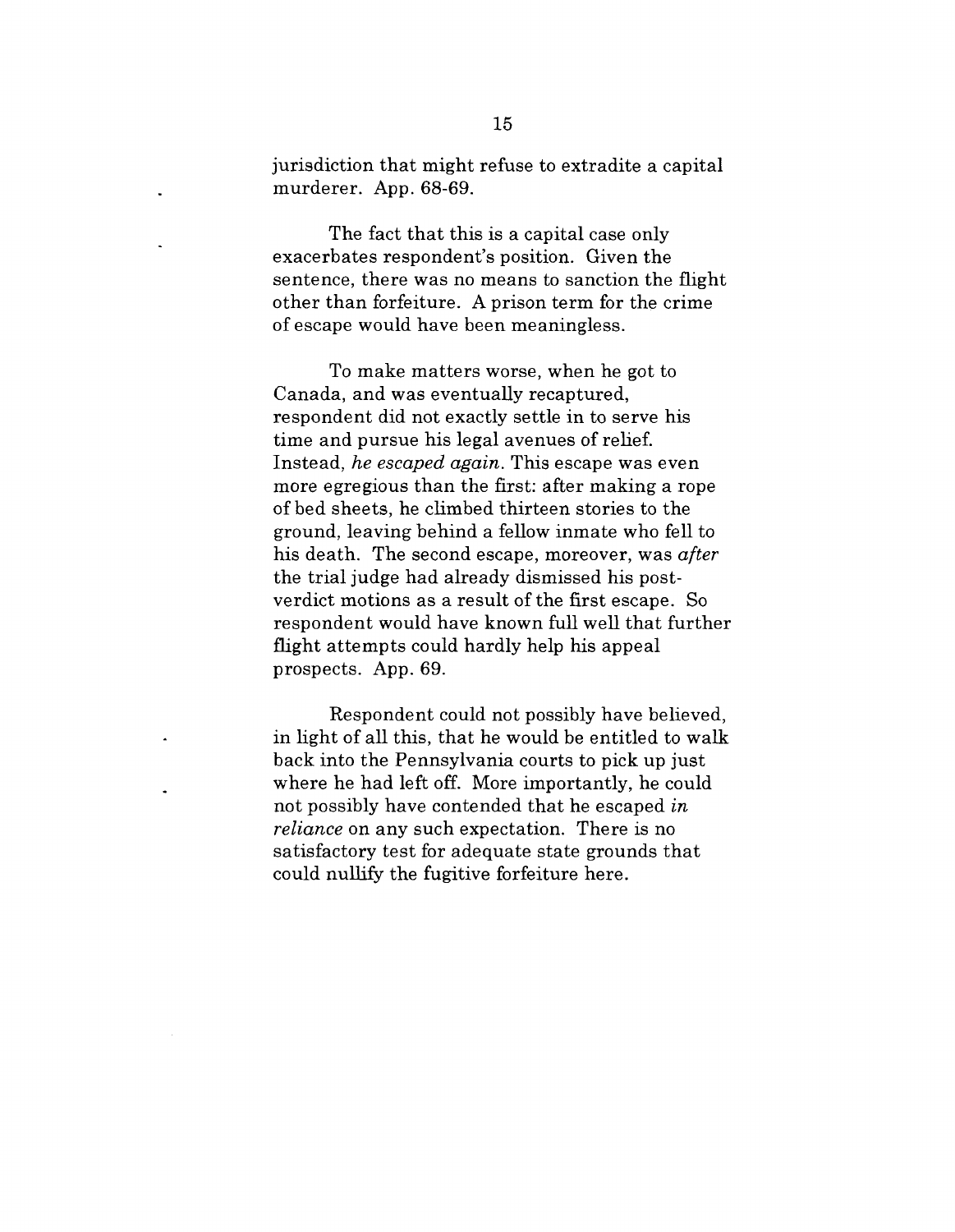jurisdiction that might refuse to extradite a capital murderer. App. 68-69.

The fact that this is a capital case only exacerbates respondent's position. Given the sentence, there was no means to sanction the flight other than forfeiture. A prison term for the crime of escape would have been meaningless.

To make matters worse, when he got to Canada, and was eventually recaptured, respondent did not exactly settle in to serve his time and pursue his legal avenues of relief. Instead, *he escaped again*. This escape was even more egregious than the first: after making a rope of bed sheets, he climbed thirteen stories to the ground, leaving behind a fellow inmate who fell to his death. The second escape, moreover, was *after* the trial judge had already dismissed his post-verdict motions as a result of the first escape. So respondent would have known full well that further flight attempts could hardly help his appeal prospects. App. 69.

Respondent could not possibly have believed, in light of all this, that he would be entitled to walk back into the Pennsylvania courts to pick up just where he had left off. More importantly, he could not possibly have contended that he escaped *in reliance* on any such expectation. There is no satisfactory test for adequate state grounds that could nullify the fugitive forfeiture here.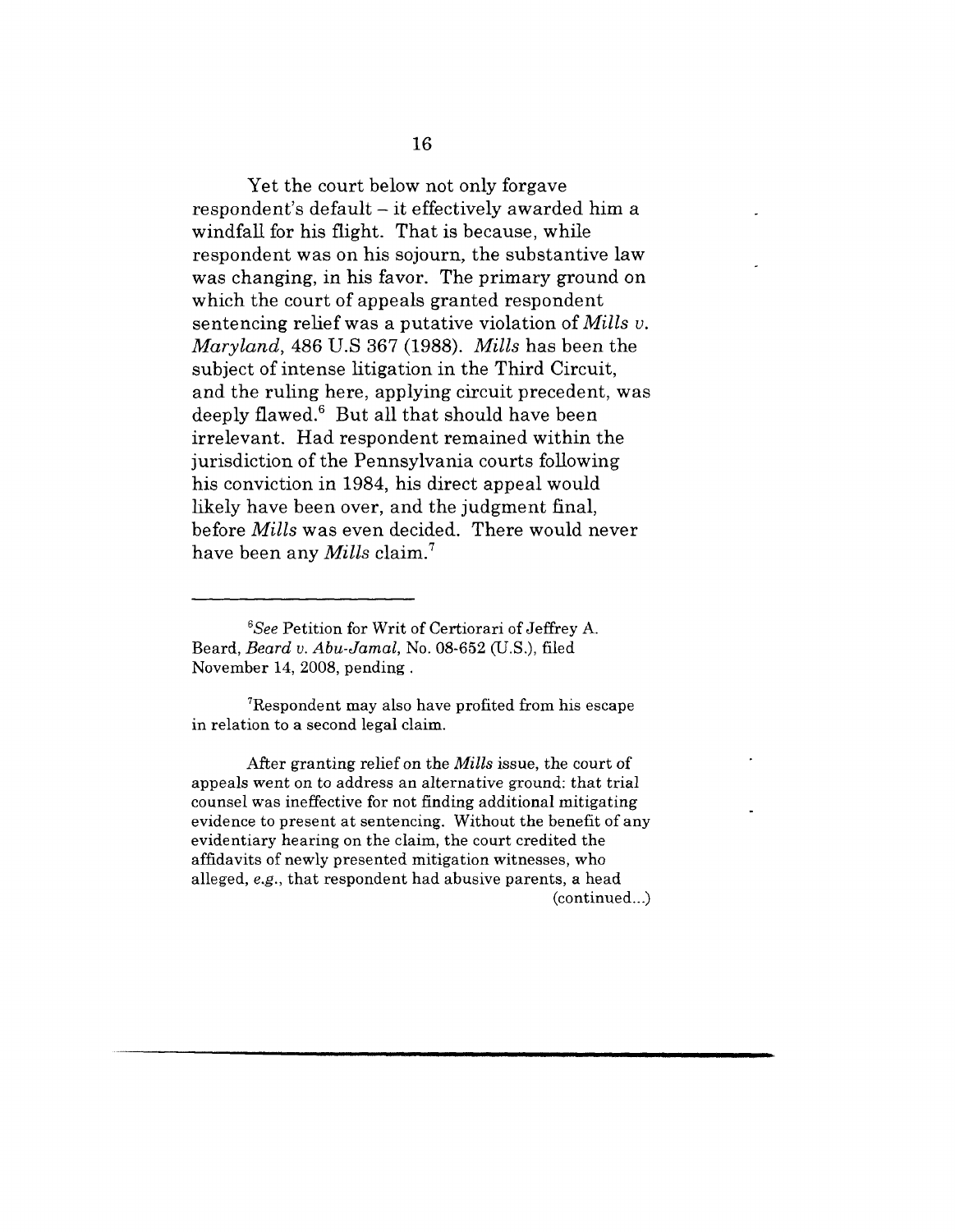Yet the court below not only forgave respondent's default – it effectively awarded him a windfall for his flight. That is because, while respondent was on his sojourn, the substantive law was changing, in his favor. The primary ground on which the court of appeals granted respondent sentencing relief was a putative violation of *Mills v. Maryland*, 486 U.S 367 (1988). *Mills* has been the subject of intense litigation in the Third Circuit, and the ruling here, applying circuit precedent, was deeply flawed.[6] But all that should have been irrelevant. Had respondent remained within the jurisdiction of the Pennsylvania courts following his conviction in 1984, his direct appeal would likely have been over, and the judgment final, before *Mills* was even decided. There would never have been any *Mills* claim.[7]

---

[6]*See* Petition for Writ of Certiorari of Jeffrey A. Beard, *Beard v. Abu-Jamal*, No. 08-652 (U.S.), filed November 14, 2008, pending .

[7]Respondent may also have profited from his escape in relation to a second legal claim.

After granting relief on the *Mills* issue, the court of appeals went on to address an alternative ground: that trial counsel was ineffective for not finding additional mitigating evidence to present at sentencing. Without the benefit of any evidentiary hearing on the claim, the court credited the affidavits of newly presented mitigation witnesses, who alleged, *e.g.*, that respondent had abusive parents, a head (continued...)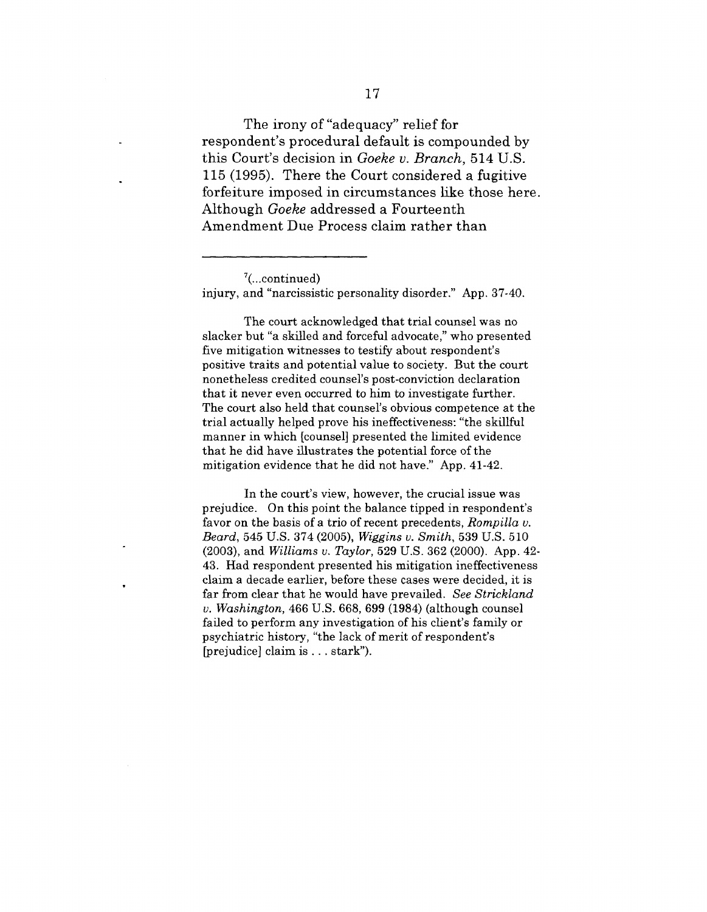The irony of "adequacy" relief for respondent's procedural default is compounded by this Court's decision in *Goeke v. Branch*, 514 U.S. 115 (1995). There the Court considered a fugitive forfeiture imposed in circumstances like those here. Although *Goeke* addressed a Fourteenth Amendment Due Process claim rather than

---

[7](...continued)
injury, and "narcissistic personality disorder." App. 37-40.

The court acknowledged that trial counsel was no slacker but "a skilled and forceful advocate," who presented five mitigation witnesses to testify about respondent's positive traits and potential value to society. But the court nonetheless credited counsel's post-conviction declaration that it never even occurred to him to investigate further. The court also held that counsel's obvious competence at the trial actually helped prove his ineffectiveness: "the skillful manner in which [counsel] presented the limited evidence that he did have illustrates the potential force of the mitigation evidence that he did not have." App. 41-42.

In the court's view, however, the crucial issue was prejudice. On this point the balance tipped in respondent's favor on the basis of a trio of recent precedents, *Rompilla v. Beard*, 545 U.S. 374 (2005), *Wiggins v. Smith*, 539 U.S. 510 (2003), and *Williams v. Taylor*, 529 U.S. 362 (2000). App. 42-43. Had respondent presented his mitigation ineffectiveness claim a decade earlier, before these cases were decided, it is far from clear that he would have prevailed. *See Strickland v. Washington*, 466 U.S. 668, 699 (1984) (although counsel failed to perform any investigation of his client's family or psychiatric history, "the lack of merit of respondent's [prejudice] claim is . . . stark").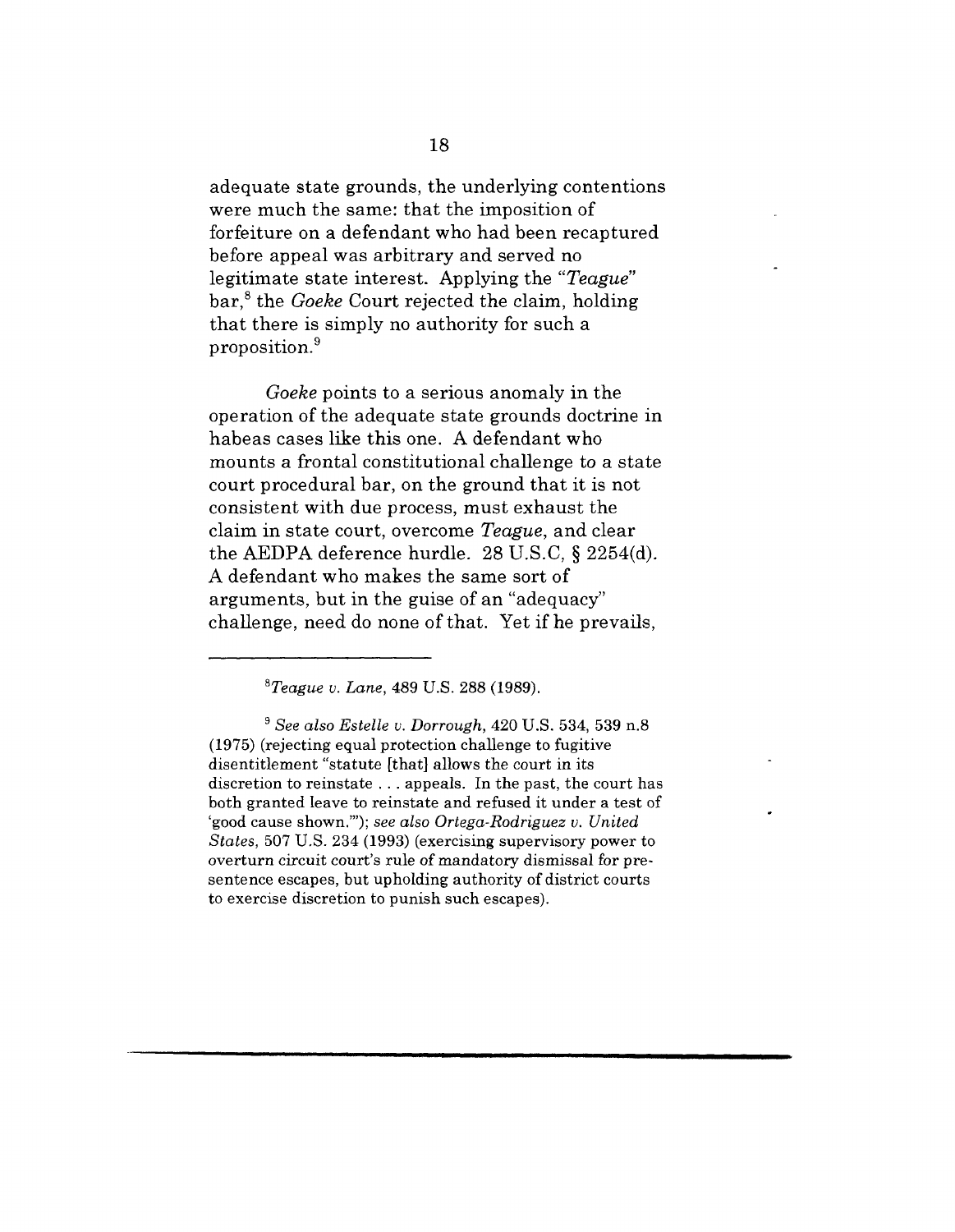adequate state grounds, the underlying contentions were much the same: that the imposition of forfeiture on a defendant who had been recaptured before appeal was arbitrary and served no legitimate state interest. Applying the "*Teague*" bar,[8] the *Goeke* Court rejected the claim, holding that there is simply no authority for such a proposition.[9]

*Goeke* points to a serious anomaly in the operation of the adequate state grounds doctrine in habeas cases like this one. A defendant who mounts a frontal constitutional challenge to a state court procedural bar, on the ground that it is not consistent with due process, must exhaust the claim in state court, overcome *Teague*, and clear the AEDPA deference hurdle. 28 U.S.C, § 2254(d). A defendant who makes the same sort of arguments, but in the guise of an "adequacy" challenge, need do none of that. Yet if he prevails,

---

[8]*Teague v. Lane*, 489 U.S. 288 (1989).

[9] *See also Estelle v. Dorrough*, 420 U.S. 534, 539 n.8 (1975) (rejecting equal protection challenge to fugitive disentitlement "statute [that] allows the court in its discretion to reinstate . . . appeals. In the past, the court has both granted leave to reinstate and refused it under a test of 'good cause shown.'"); *see also Ortega-Rodriguez v. United States*, 507 U.S. 234 (1993) (exercising supervisory power to overturn circuit court's rule of mandatory dismissal for pre-sentence escapes, but upholding authority of district courts to exercise discretion to punish such escapes).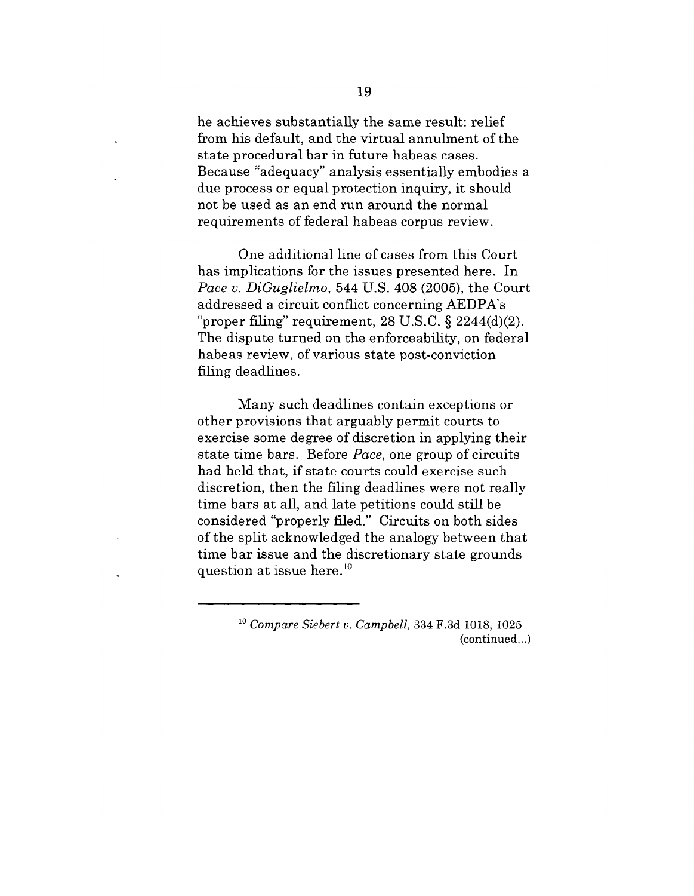he achieves substantially the same result: relief from his default, and the virtual annulment of the state procedural bar in future habeas cases. Because "adequacy" analysis essentially embodies a due process or equal protection inquiry, it should not be used as an end run around the normal requirements of federal habeas corpus review.

One additional line of cases from this Court has implications for the issues presented here. In *Pace v. DiGuglielmo*, 544 U.S. 408 (2005), the Court addressed a circuit conflict concerning AEDPA's "proper filing" requirement, 28 U.S.C. § 2244(d)(2). The dispute turned on the enforceability, on federal habeas review, of various state post-conviction filing deadlines.

Many such deadlines contain exceptions or other provisions that arguably permit courts to exercise some degree of discretion in applying their state time bars. Before *Pace*, one group of circuits had held that, if state courts could exercise such discretion, then the filing deadlines were not really time bars at all, and late petitions could still be considered "properly filed." Circuits on both sides of the split acknowledged the analogy between that time bar issue and the discretionary state grounds question at issue here.[10]

---

[10] *Compare Siebert v. Campbell*, 334 F.3d 1018, 1025 (continued...)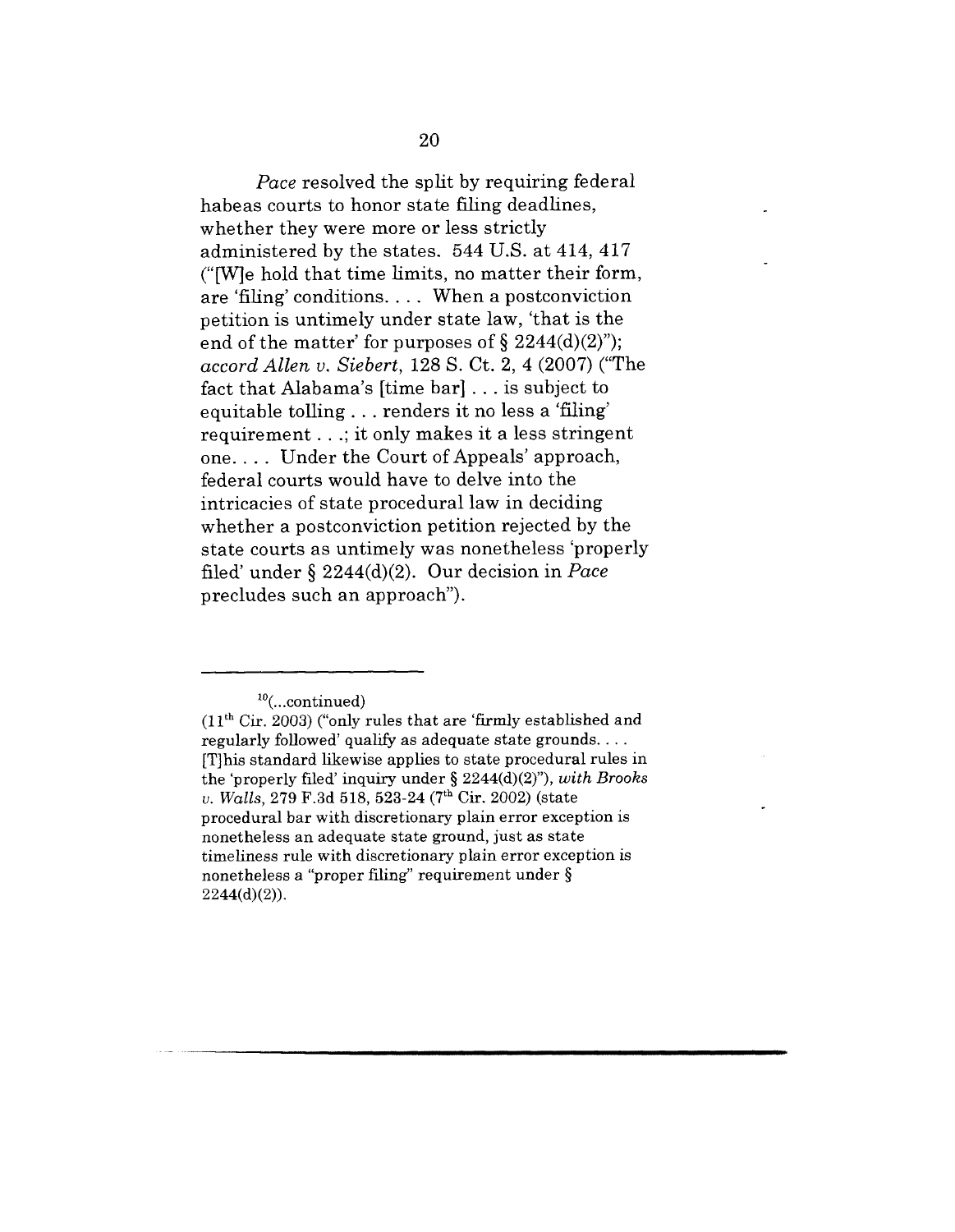*Pace* resolved the split by requiring federal habeas courts to honor state filing deadlines, whether they were more or less strictly administered by the states. 544 U.S. at 414, 417 ("[W]e hold that time limits, no matter their form, are 'filing' conditions. . . . When a postconviction petition is untimely under state law, 'that is the end of the matter' for purposes of § 2244(d)(2)"); *accord Allen v. Siebert*, 128 S. Ct. 2, 4 (2007) ("The fact that Alabama's [time bar] . . . is subject to equitable tolling . . . renders it no less a 'filing' requirement . . .; it only makes it a less stringent one. . . . Under the Court of Appeals' approach, federal courts would have to delve into the intricacies of state procedural law in deciding whether a postconviction petition rejected by the state courts as untimely was nonetheless 'properly filed' under § 2244(d)(2). Our decision in *Pace* precludes such an approach").

---

[10](...continued)
(11th Cir. 2003) ("only rules that are 'firmly established and regularly followed' qualify as adequate state grounds. . . . [T]his standard likewise applies to state procedural rules in the 'properly filed' inquiry under § 2244(d)(2)"), *with Brooks v. Walls*, 279 F.3d 518, 523-24 (7th Cir. 2002) (state procedural bar with discretionary plain error exception is nonetheless an adequate state ground, just as state timeliness rule with discretionary plain error exception is nonetheless a "proper filing" requirement under § 2244(d)(2)).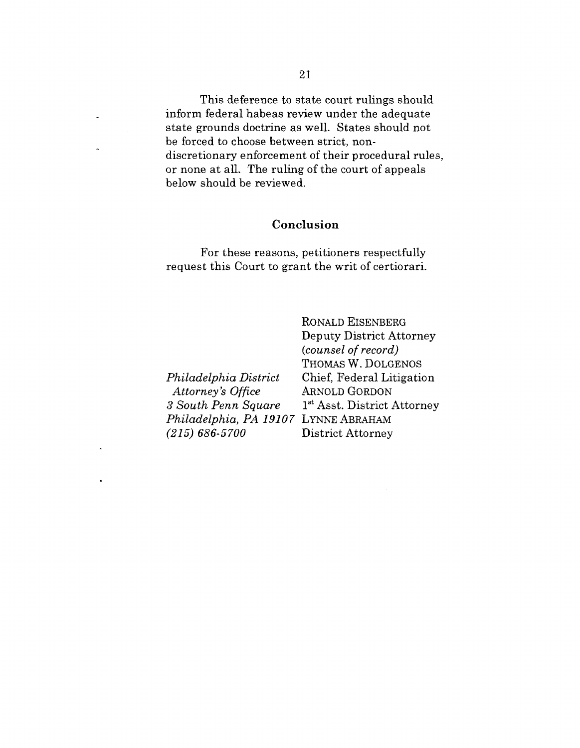This deference to state court rulings should inform federal habeas review under the adequate state grounds doctrine as well. States should not be forced to choose between strict, non-discretionary enforcement of their procedural rules, or none at all. The ruling of the court of appeals below should be reviewed.

## Conclusion

For these reasons, petitioners respectfully request this Court to grant the writ of certiorari.

RONALD EISENBERG
Deputy District Attorney
*(counsel of record)*
THOMAS W. DOLGENOS
Chief, Federal Litigation
ARNOLD GORDON
1st Asst. District Attorney
LYNNE ABRAHAM
District Attorney

*Philadelphia District Attorney's Office*
*3 South Penn Square*
*Philadelphia, PA 19107*
*(215) 686-5700*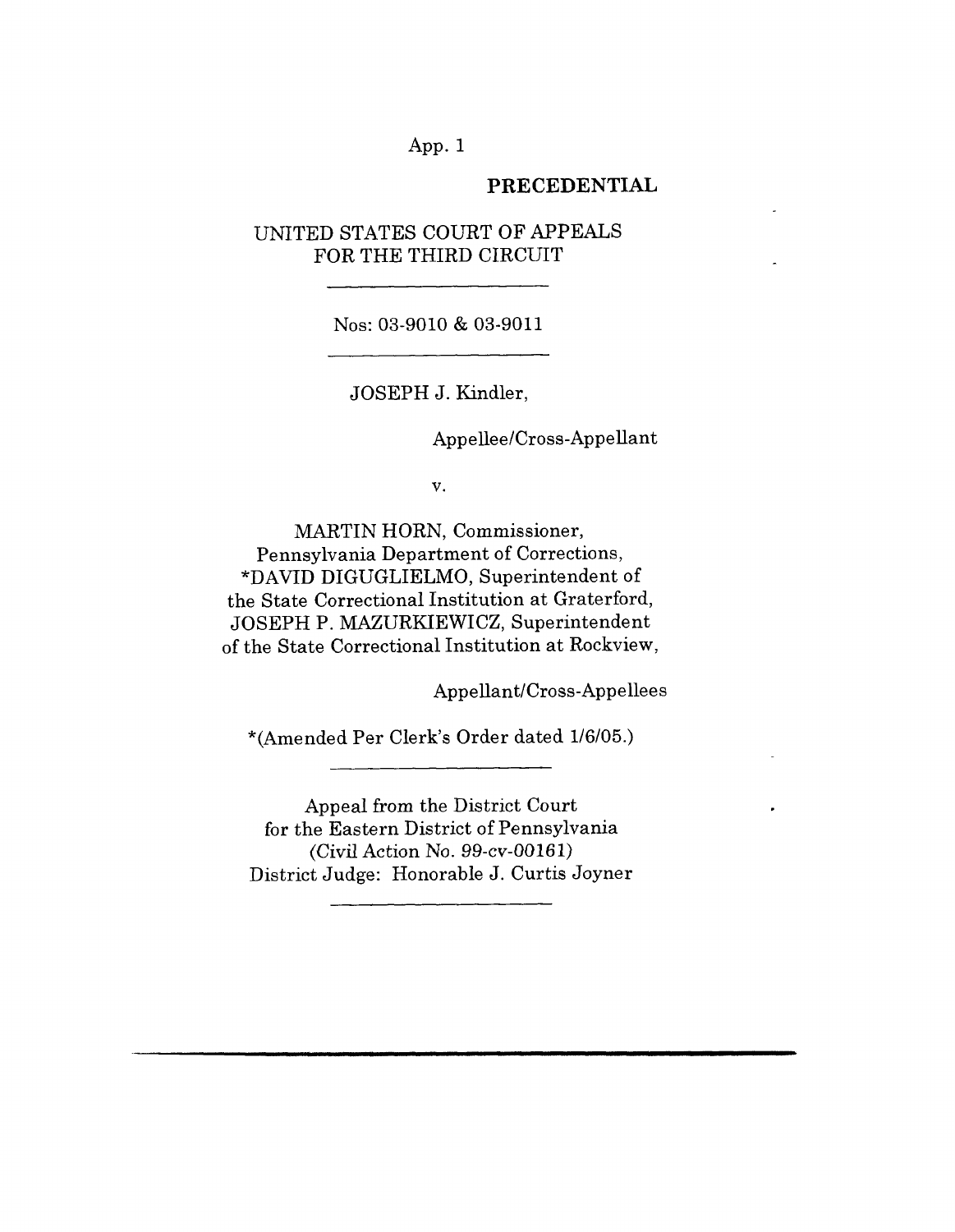**PRECEDENTIAL**

UNITED STATES COURT OF APPEALS
FOR THE THIRD CIRCUIT

---

Nos: 03-9010 & 03-9011

---

JOSEPH J. Kindler,

Appellee/Cross-Appellant

v.

MARTIN HORN, Commissioner,
Pennsylvania Department of Corrections,
*DAVID DIGUGLIELMO, Superintendent of
the State Correctional Institution at Graterford,
JOSEPH P. MAZURKIEWICZ, Superintendent
of the State Correctional Institution at Rockview,

Appellant/Cross-Appellees

*(Amended Per Clerk's Order dated 1/6/05.)

---

Appeal from the District Court
for the Eastern District of Pennsylvania
(Civil Action No. 99-cv-00161)
District Judge: Honorable J. Curtis Joyner

---